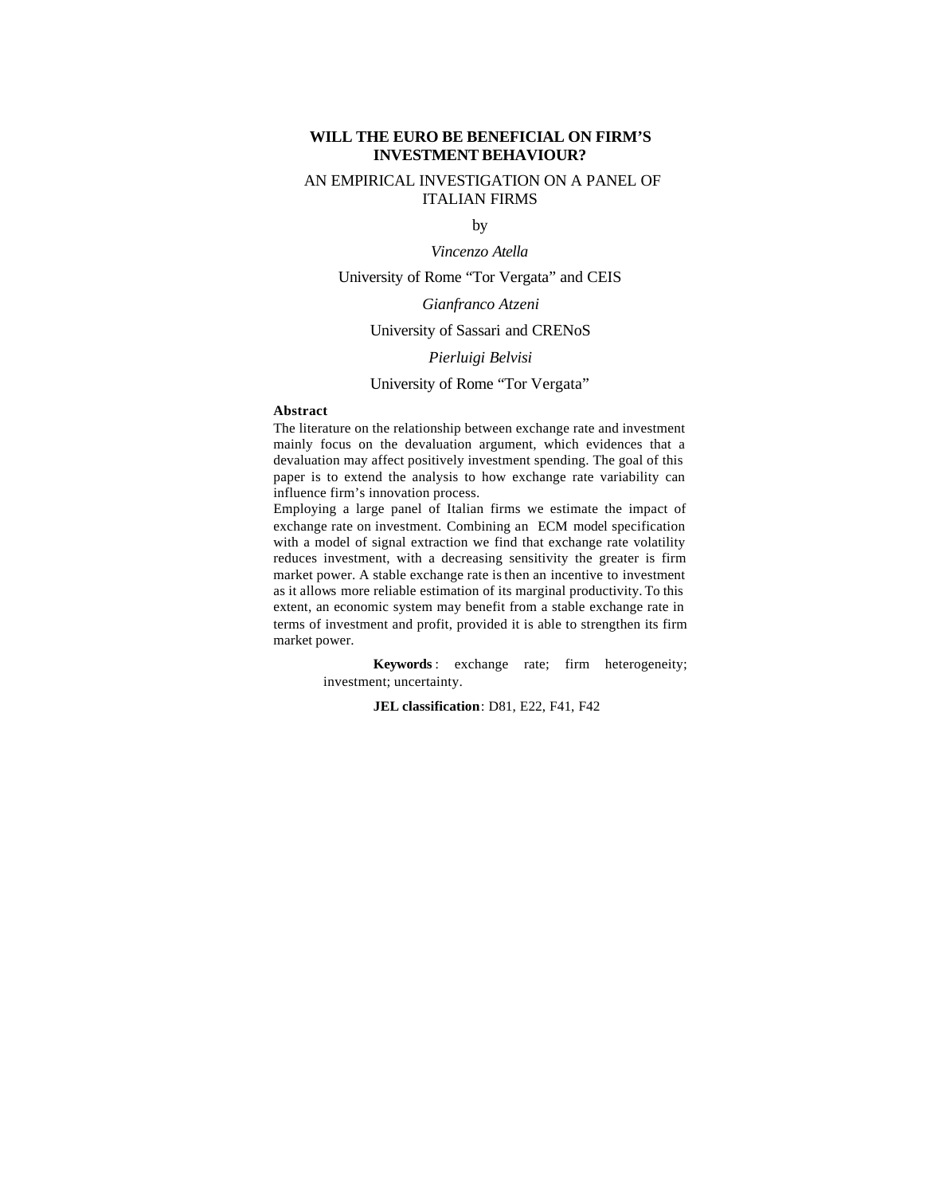# WILL THE EURO BE BENEFICIAL ON FIRM'S INVESTMENT BEHAVIOUR?

## AN EMPIRICAL INVESTIGATION ON A PANEL OF ITALIAN FIRMS

by

*Vincenzo Atella*

University of Rome "Tor Vergata" and CEIS

*Gianfranco Atzeni*

University of Sassari and CRENoS

*Pierluigi Belvisi*

University of Rome "Tor Vergata"

**Abstract**

The literature on the relationship between exchange rate and investment mainly focus on the devaluation argument, which evidences that a devaluation may affect positively investment spending. The goal of this paper is to extend the analysis to how exchange rate variability can influence firm's innovation process.

Employing a large panel of Italian firms we estimate the impact of exchange rate on investment. Combining an ECM model specification with a model of signal extraction we find that exchange rate volatility reduces investment, with a decreasing sensitivity the greater is firm market power. A stable exchange rate is then an incentive to investment as it allows more reliable estimation of its marginal productivity. To this extent, an economic system may benefit from a stable exchange rate in terms of investment and profit, provided it is able to strengthen its firm market power.

**Keywords**: exchange rate; firm heterogeneity; investment; uncertainty.

**JEL classification**: D81, E22, F41, F42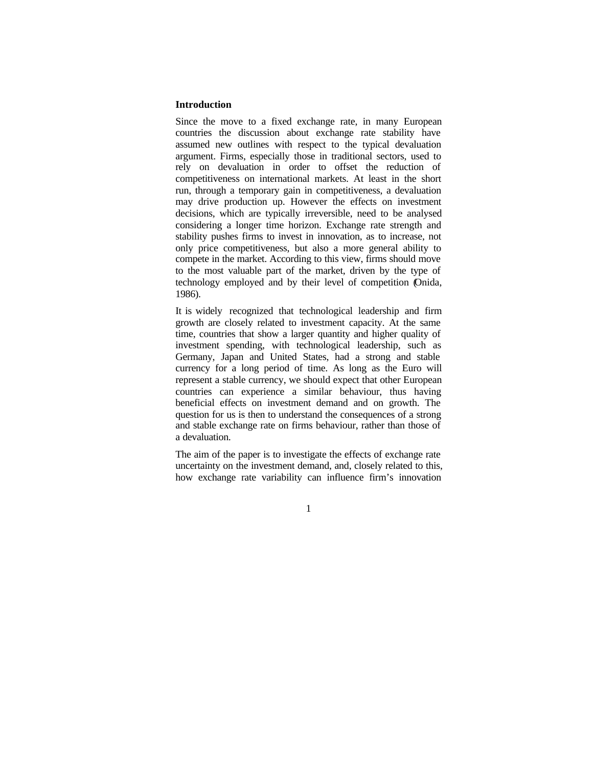## Introduction

Since the move to a fixed exchange rate, in many European countries the discussion about exchange rate stability have assumed new outlines with respect to the typical devaluation argument. Firms, especially those in traditional sectors, used to rely on devaluation in order to offset the reduction of competitiveness on international markets. At least in the short run, through a temporary gain in competitiveness, a devaluation may drive production up. However the effects on investment decisions, which are typically irreversible, need to be analysed considering a longer time horizon. Exchange rate strength and stability pushes firms to invest in innovation, as to increase, not only price competitiveness, but also a more general ability to compete in the market. According to this view, firms should move to the most valuable part of the market, driven by the type of technology employed and by their level of competition (Onida, 1986).

It is widely recognized that technological leadership and firm growth are closely related to investment capacity. At the same time, countries that show a larger quantity and higher quality of investment spending, with technological leadership, such as Germany, Japan and United States, had a strong and stable currency for a long period of time. As long as the Euro will represent a stable currency, we should expect that other European countries can experience a similar behaviour, thus having beneficial effects on investment demand and on growth. The question for us is then to understand the consequences of a strong and stable exchange rate on firms behaviour, rather than those of a devaluation.

The aim of the paper is to investigate the effects of exchange rate uncertainty on the investment demand, and, closely related to this, how exchange rate variability can influence firm's innovation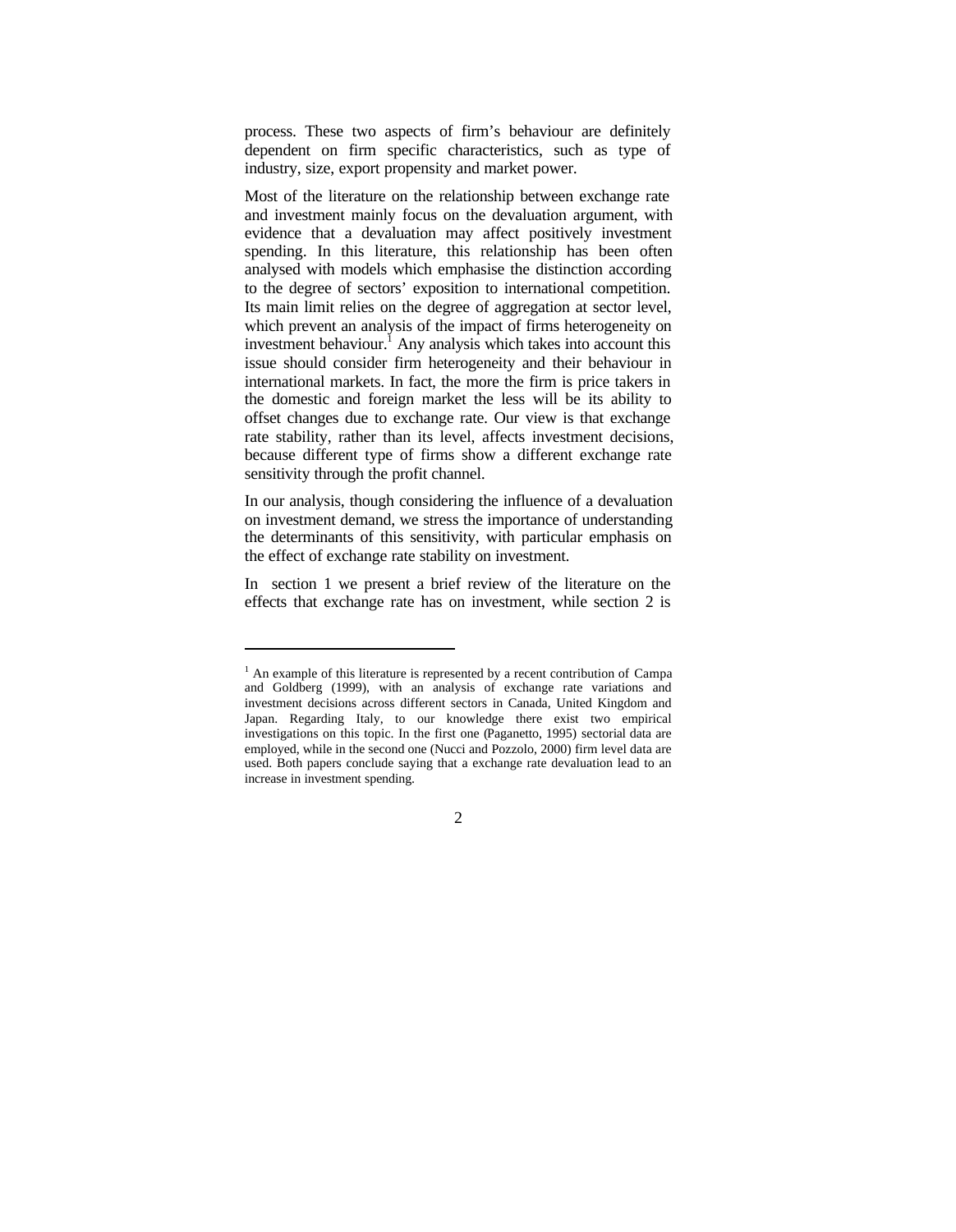process. These two aspects of firm's behaviour are definitely dependent on firm specific characteristics, such as type of industry, size, export propensity and market power.

Most of the literature on the relationship between exchange rate and investment mainly focus on the devaluation argument, with evidence that a devaluation may affect positively investment spending. In this literature, this relationship has been often analysed with models which emphasise the distinction according to the degree of sectors' exposition to international competition. Its main limit relies on the degree of aggregation at sector level, which prevent an analysis of the impact of firms heterogeneity on investment behaviour.[1] Any analysis which takes into account this issue should consider firm heterogeneity and their behaviour in international markets. In fact, the more the firm is price takers in the domestic and foreign market the less will be its ability to offset changes due to exchange rate. Our view is that exchange rate stability, rather than its level, affects investment decisions, because different type of firms show a different exchange rate sensitivity through the profit channel.

In our analysis, though considering the influence of a devaluation on investment demand, we stress the importance of understanding the determinants of this sensitivity, with particular emphasis on the effect of exchange rate stability on investment.

In section 1 we present a brief review of the literature on the effects that exchange rate has on investment, while section 2 is

---

[1] An example of this literature is represented by a recent contribution of Campa and Goldberg (1999), with an analysis of exchange rate variations and investment decisions across different sectors in Canada, United Kingdom and Japan. Regarding Italy, to our knowledge there exist two empirical investigations on this topic. In the first one (Paganetto, 1995) sectorial data are employed, while in the second one (Nucci and Pozzolo, 2000) firm level data are used. Both papers conclude saying that a exchange rate devaluation lead to an increase in investment spending.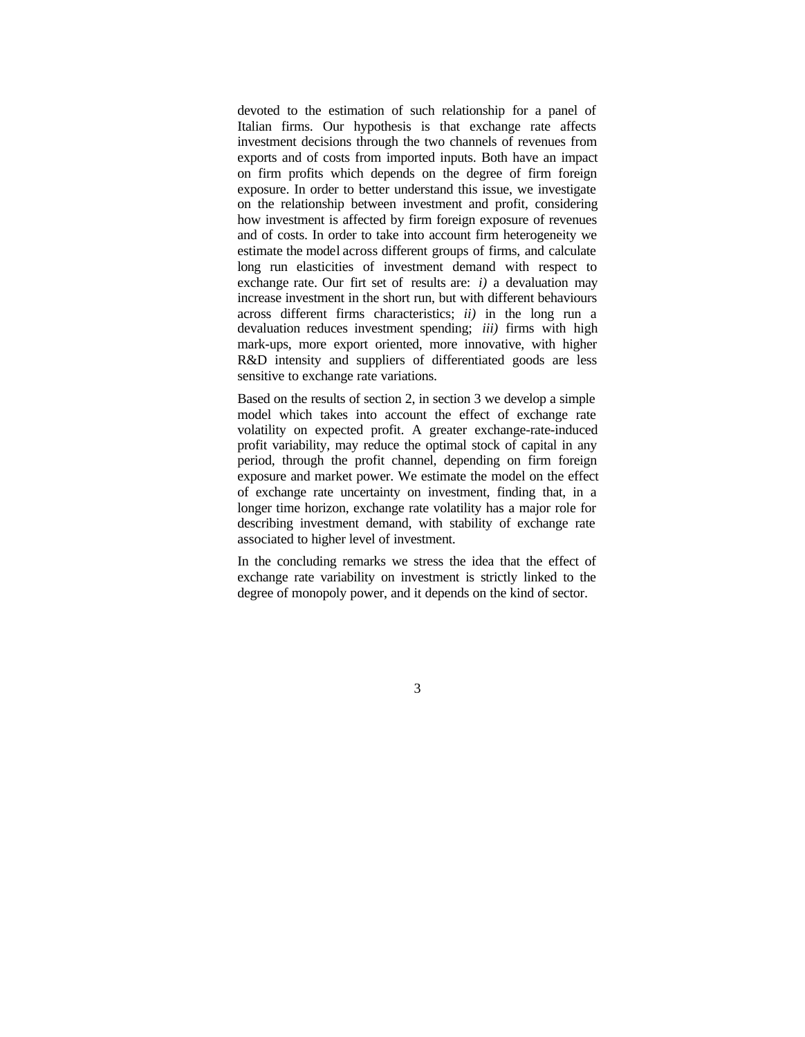devoted to the estimation of such relationship for a panel of Italian firms. Our hypothesis is that exchange rate affects investment decisions through the two channels of revenues from exports and of costs from imported inputs. Both have an impact on firm profits which depends on the degree of firm foreign exposure. In order to better understand this issue, we investigate on the relationship between investment and profit, considering how investment is affected by firm foreign exposure of revenues and of costs. In order to take into account firm heterogeneity we estimate the model across different groups of firms, and calculate long run elasticities of investment demand with respect to exchange rate. Our firt set of results are: *i)* a devaluation may increase investment in the short run, but with different behaviours across different firms characteristics; *ii)* in the long run a devaluation reduces investment spending; *iii)* firms with high mark-ups, more export oriented, more innovative, with higher R&D intensity and suppliers of differentiated goods are less sensitive to exchange rate variations.

Based on the results of section 2, in section 3 we develop a simple model which takes into account the effect of exchange rate volatility on expected profit. A greater exchange-rate-induced profit variability, may reduce the optimal stock of capital in any period, through the profit channel, depending on firm foreign exposure and market power. We estimate the model on the effect of exchange rate uncertainty on investment, finding that, in a longer time horizon, exchange rate volatility has a major role for describing investment demand, with stability of exchange rate associated to higher level of investment.

In the concluding remarks we stress the idea that the effect of exchange rate variability on investment is strictly linked to the degree of monopoly power, and it depends on the kind of sector.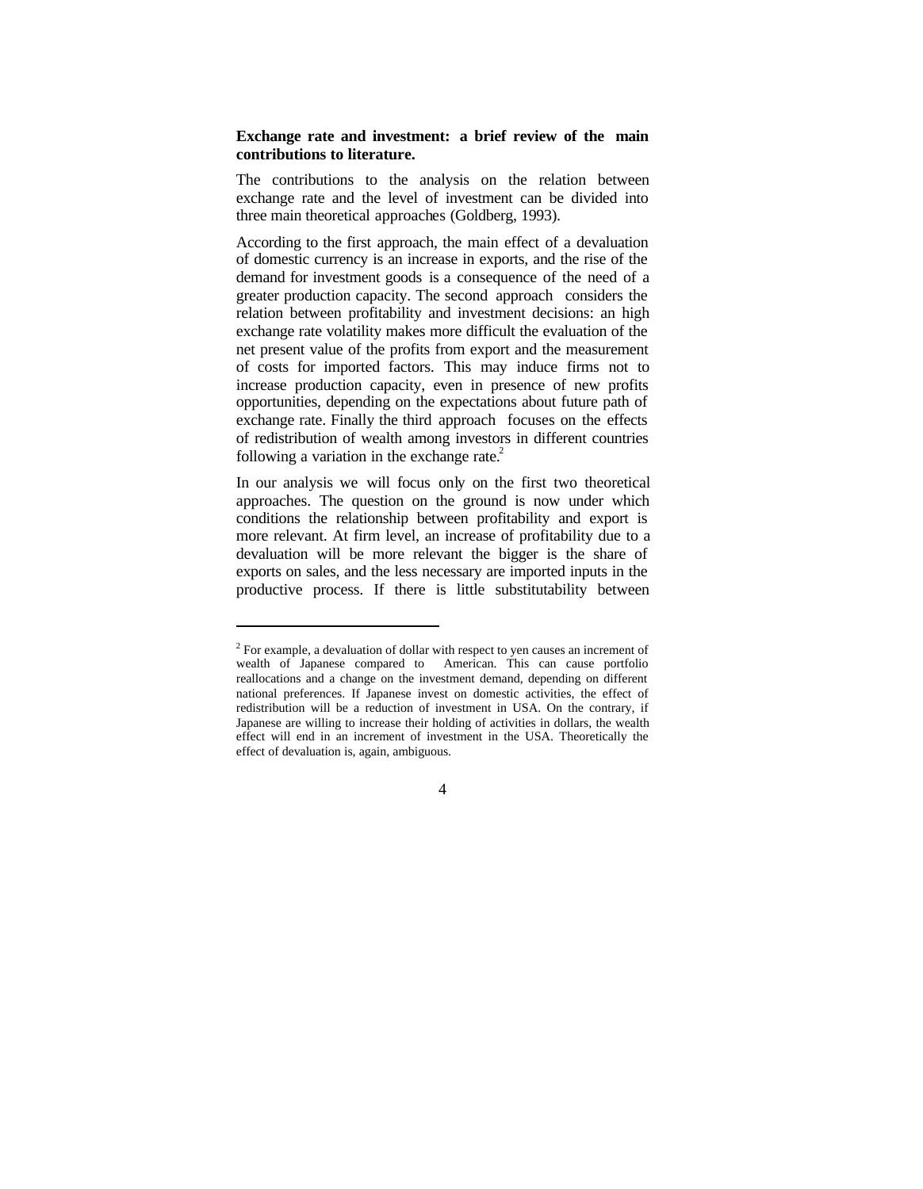**Exchange rate and investment: a brief review of the main contributions to literature.**

The contributions to the analysis on the relation between exchange rate and the level of investment can be divided into three main theoretical approaches (Goldberg, 1993).

According to the first approach, the main effect of a devaluation of domestic currency is an increase in exports, and the rise of the demand for investment goods is a consequence of the need of a greater production capacity. The second approach considers the relation between profitability and investment decisions: an high exchange rate volatility makes more difficult the evaluation of the net present value of the profits from export and the measurement of costs for imported factors. This may induce firms not to increase production capacity, even in presence of new profits opportunities, depending on the expectations about future path of exchange rate. Finally the third approach focuses on the effects of redistribution of wealth among investors in different countries following a variation in the exchange rate.[2]

In our analysis we will focus only on the first two theoretical approaches. The question on the ground is now under which conditions the relationship between profitability and export is more relevant. At firm level, an increase of profitability due to a devaluation will be more relevant the bigger is the share of exports on sales, and the less necessary are imported inputs in the productive process. If there is little substitutability between

---

[2] For example, a devaluation of dollar with respect to yen causes an increment of wealth of Japanese compared to American. This can cause portfolio reallocations and a change on the investment demand, depending on different national preferences. If Japanese invest on domestic activities, the effect of redistribution will be a reduction of investment in USA. On the contrary, if Japanese are willing to increase their holding of activities in dollars, the wealth effect will end in an increment of investment in the USA. Theoretically the effect of devaluation is, again, ambiguous.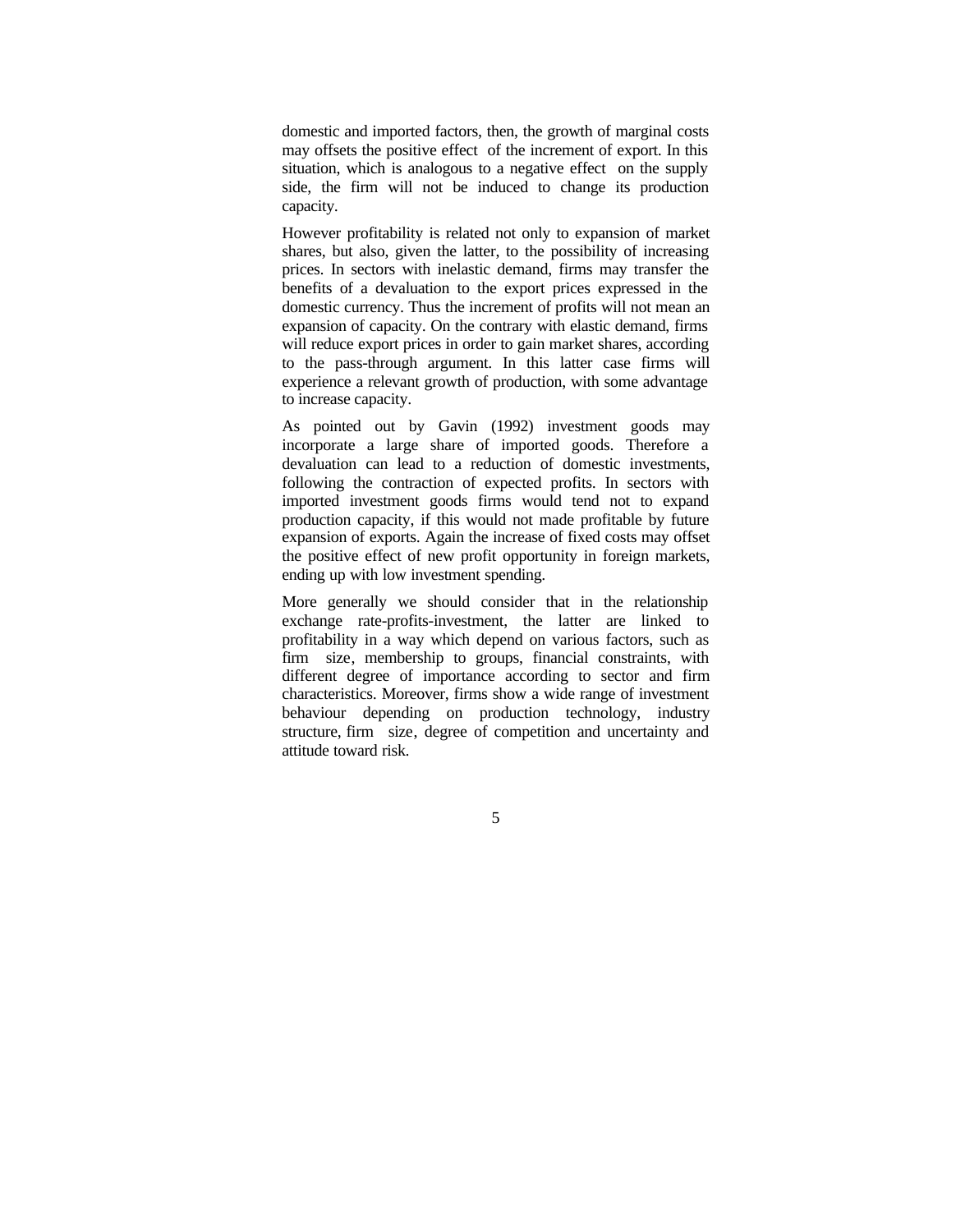domestic and imported factors, then, the growth of marginal costs may offsets the positive effect of the increment of export. In this situation, which is analogous to a negative effect on the supply side, the firm will not be induced to change its production capacity.

However profitability is related not only to expansion of market shares, but also, given the latter, to the possibility of increasing prices. In sectors with inelastic demand, firms may transfer the benefits of a devaluation to the export prices expressed in the domestic currency. Thus the increment of profits will not mean an expansion of capacity. On the contrary with elastic demand, firms will reduce export prices in order to gain market shares, according to the pass-through argument. In this latter case firms will experience a relevant growth of production, with some advantage to increase capacity.

As pointed out by Gavin (1992) investment goods may incorporate a large share of imported goods. Therefore a devaluation can lead to a reduction of domestic investments, following the contraction of expected profits. In sectors with imported investment goods firms would tend not to expand production capacity, if this would not made profitable by future expansion of exports. Again the increase of fixed costs may offset the positive effect of new profit opportunity in foreign markets, ending up with low investment spending.

More generally we should consider that in the relationship exchange rate-profits-investment, the latter are linked to profitability in a way which depend on various factors, such as firm size, membership to groups, financial constraints, with different degree of importance according to sector and firm characteristics. Moreover, firms show a wide range of investment behaviour depending on production technology, industry structure, firm size, degree of competition and uncertainty and attitude toward risk.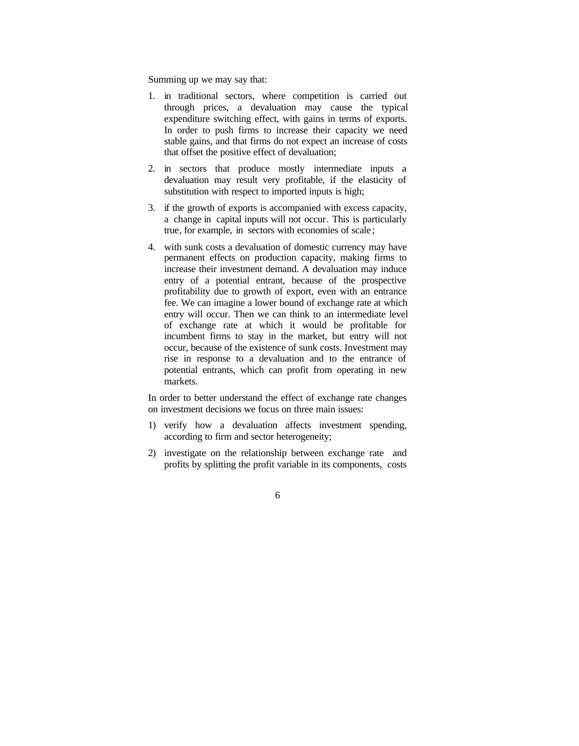Summing up we may say that:

1. in traditional sectors, where competition is carried out through prices, a devaluation may cause the typical expenditure switching effect, with gains in terms of exports. In order to push firms to increase their capacity we need stable gains, and that firms do not expect an increase of costs that offset the positive effect of devaluation;
2. in sectors that produce mostly intermediate inputs a devaluation may result very profitable, if the elasticity of substitution with respect to imported inputs is high;
3. if the growth of exports is accompanied with excess capacity, a change in capital inputs will not occur. This is particularly true, for example, in sectors with economies of scale;
4. with sunk costs a devaluation of domestic currency may have permanent effects on production capacity, making firms to increase their investment demand. A devaluation may induce entry of a potential entrant, because of the prospective profitability due to growth of export, even with an entrance fee. We can imagine a lower bound of exchange rate at which entry will occur. Then we can think to an intermediate level of exchange rate at which it would be profitable for incumbent firms to stay in the market, but entry will not occur, because of the existence of sunk costs. Investment may rise in response to a devaluation and to the entrance of potential entrants, which can profit from operating in new markets.

In order to better understand the effect of exchange rate changes on investment decisions we focus on three main issues:

1) verify how a devaluation affects investment spending, according to firm and sector heterogeneity;
2) investigate on the relationship between exchange rate and profits by splitting the profit variable in its components, costs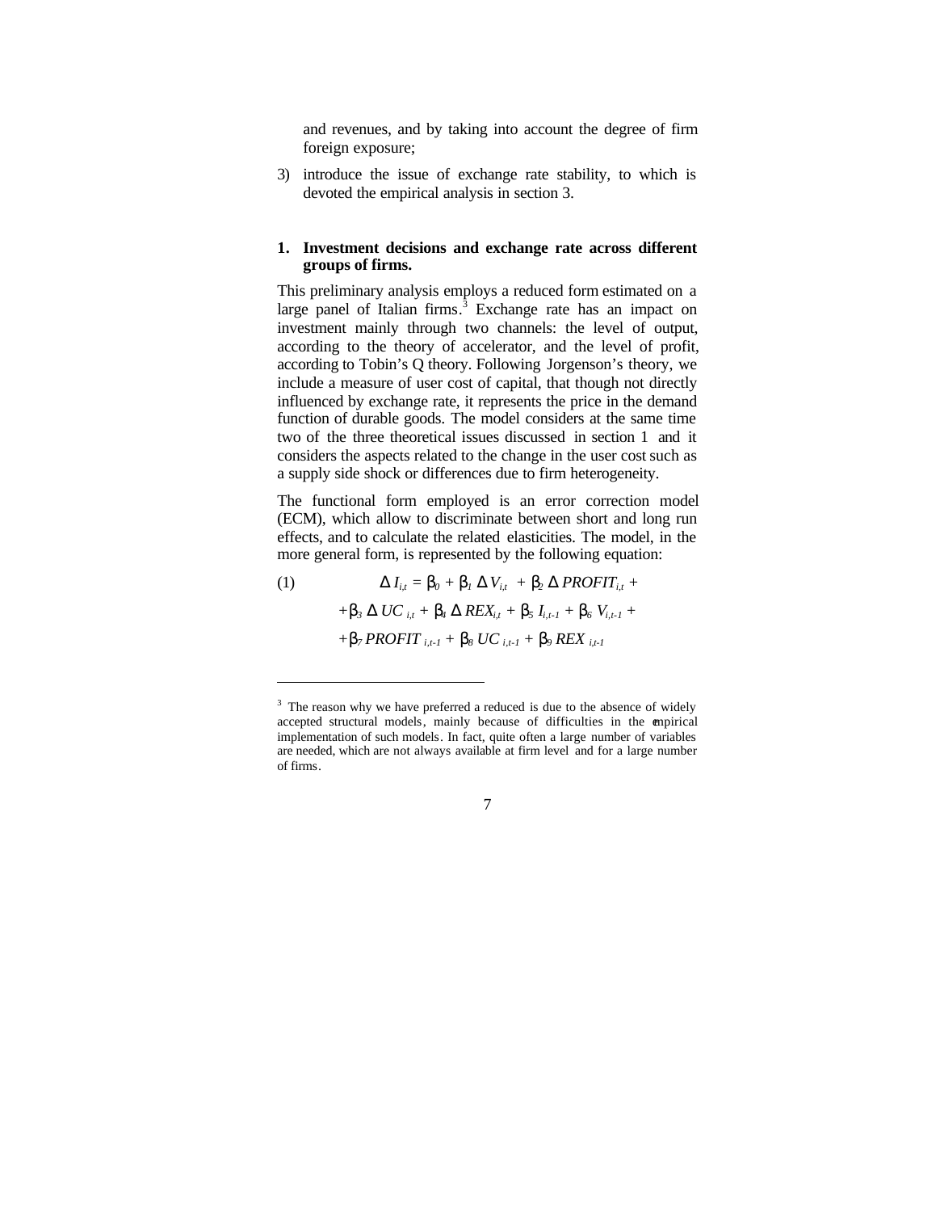and revenues, and by taking into account the degree of firm foreign exposure;

3) introduce the issue of exchange rate stability, to which is devoted the empirical analysis in section 3.

## 1. Investment decisions and exchange rate across different groups of firms.

This preliminary analysis employs a reduced form estimated on a large panel of Italian firms.[3] Exchange rate has an impact on investment mainly through two channels: the level of output, according to the theory of accelerator, and the level of profit, according to Tobin's Q theory. Following Jorgenson's theory, we include a measure of user cost of capital, that though not directly influenced by exchange rate, it represents the price in the demand function of durable goods. The model considers at the same time two of the three theoretical issues discussed in section 1 and it considers the aspects related to the change in the user cost such as a supply side shock or differences due to firm heterogeneity.

The functional form employed is an error correction model (ECM), which allow to discriminate between short and long run effects, and to calculate the related elasticities. The model, in the more general form, is represented by the following equation:

$$\Delta I_{i,t} = \beta_0 + \beta_1 \Delta V_{i,t} + \beta_2 \Delta PROFIT_{i,t} + \beta_3 \Delta UC_{i,t} + \beta_4 \Delta REX_{i,t} + \beta_5 I_{i,t-1} + \beta_6 V_{i,t-1} + \beta_7 PROFIT_{i,t-1} + \beta_8 UC_{i,t-1} + \beta_9 REX_{i,t-1} \quad (1)$$

[3] The reason why we have preferred a reduced is due to the absence of widely accepted structural models, mainly because of difficulties in the empirical implementation of such models. In fact, quite often a large number of variables are needed, which are not always available at firm level and for a large number of firms.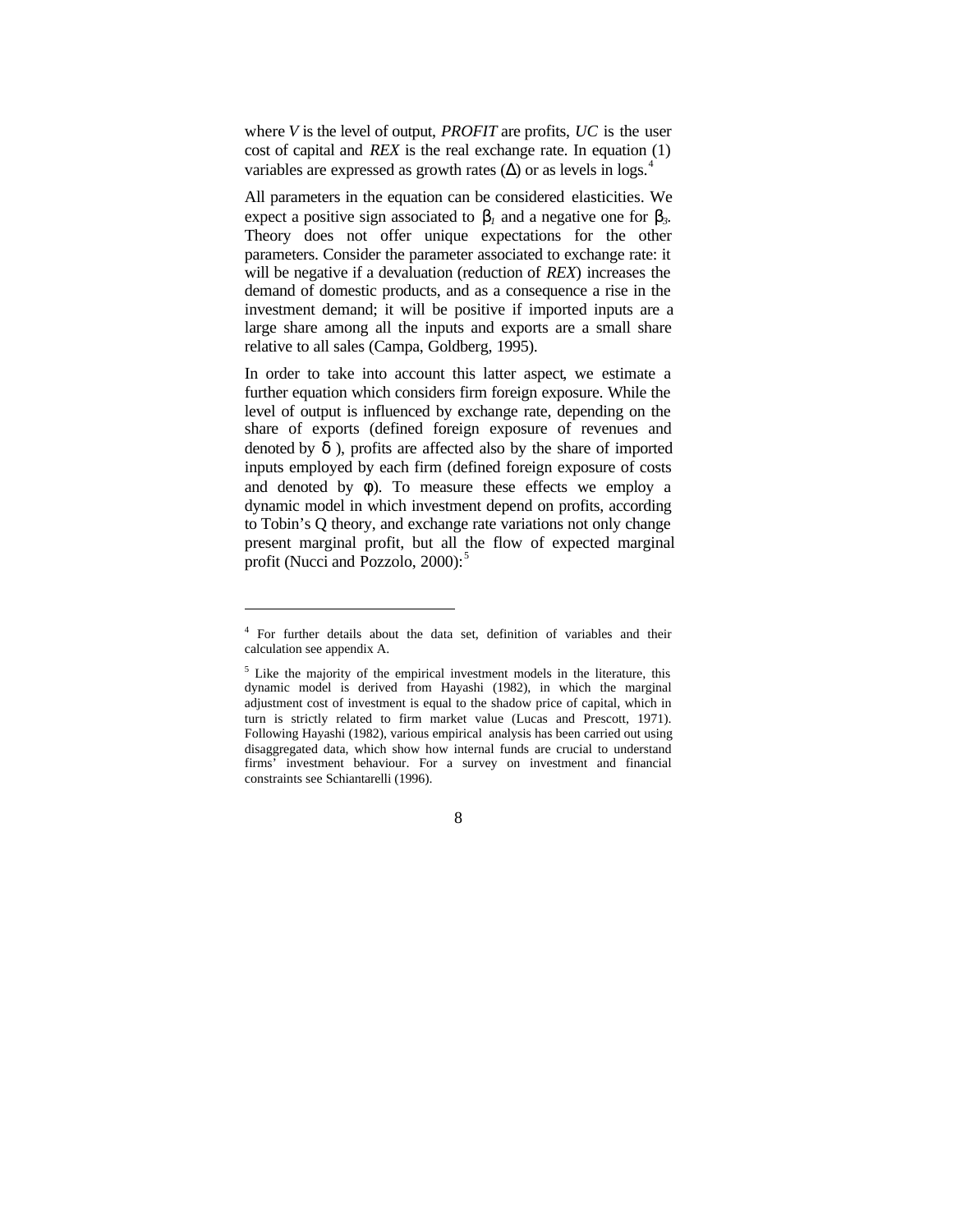where $V$ is the level of output, *PROFIT* are profits, *UC* is the user cost of capital and *REX* is the real exchange rate. In equation (1) variables are expressed as growth rates ($\Delta$) or as levels in logs.[4]

All parameters in the equation can be considered elasticities. We expect a positive sign associated to $\beta_1$ and a negative one for $\beta_3$. Theory does not offer unique expectations for the other parameters. Consider the parameter associated to exchange rate: it will be negative if a devaluation (reduction of *REX*) increases the demand of domestic products, and as a consequence a rise in the investment demand; it will be positive if imported inputs are a large share among all the inputs and exports are a small share relative to all sales (Campa, Goldberg, 1995).

In order to take into account this latter aspect, we estimate a further equation which considers firm foreign exposure. While the level of output is influenced by exchange rate, depending on the share of exports (defined foreign exposure of revenues and denoted by $\delta$ ), profits are affected also by the share of imported inputs employed by each firm (defined foreign exposure of costs and denoted by $\phi$). To measure these effects we employ a dynamic model in which investment depend on profits, according to Tobin's Q theory, and exchange rate variations not only change present marginal profit, but all the flow of expected marginal profit (Nucci and Pozzolo, 2000):[5]

---

[4] For further details about the data set, definition of variables and their calculation see appendix A.

[5] Like the majority of the empirical investment models in the literature, this dynamic model is derived from Hayashi (1982), in which the marginal adjustment cost of investment is equal to the shadow price of capital, which in turn is strictly related to firm market value (Lucas and Prescott, 1971). Following Hayashi (1982), various empirical analysis has been carried out using disaggregated data, which show how internal funds are crucial to understand firms' investment behaviour. For a survey on investment and financial constraints see Schiantarelli (1996).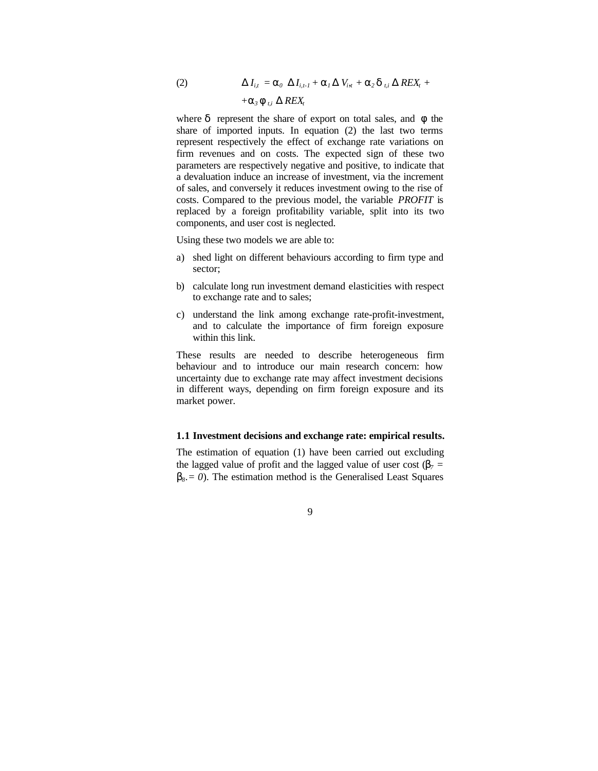$$\Delta I_{i,t} = \alpha_0 \Delta I_{i,t-1} + \alpha_1 \Delta V_{i,t} + \alpha_2 \delta_{t,i} \Delta REX_t + \alpha_3 \phi_{t,i} \Delta REX_t \qquad (2)$$

where $\delta$ represent the share of export on total sales, and $\phi$ the share of imported inputs. In equation (2) the last two terms represent respectively the effect of exchange rate variations on firm revenues and on costs. The expected sign of these two parameters are respectively negative and positive, to indicate that a devaluation induce an increase of investment, via the increment of sales, and conversely it reduces investment owing to the rise of costs. Compared to the previous model, the variable *PROFIT* is replaced by a foreign profitability variable, split into its two components, and user cost is neglected.

Using these two models we are able to:

a) shed light on different behaviours according to firm type and sector;
b) calculate long run investment demand elasticities with respect to exchange rate and to sales;
c) understand the link among exchange rate-profit-investment, and to calculate the importance of firm foreign exposure within this link.

These results are needed to describe heterogeneous firm behaviour and to introduce our main research concern: how uncertainty due to exchange rate may affect investment decisions in different ways, depending on firm foreign exposure and its market power.

### 1.1 Investment decisions and exchange rate: empirical results.

The estimation of equation (1) have been carried out excluding the lagged value of profit and the lagged value of user cost ($\beta_7 = \beta_8 = 0$). The estimation method is the Generalised Least Squares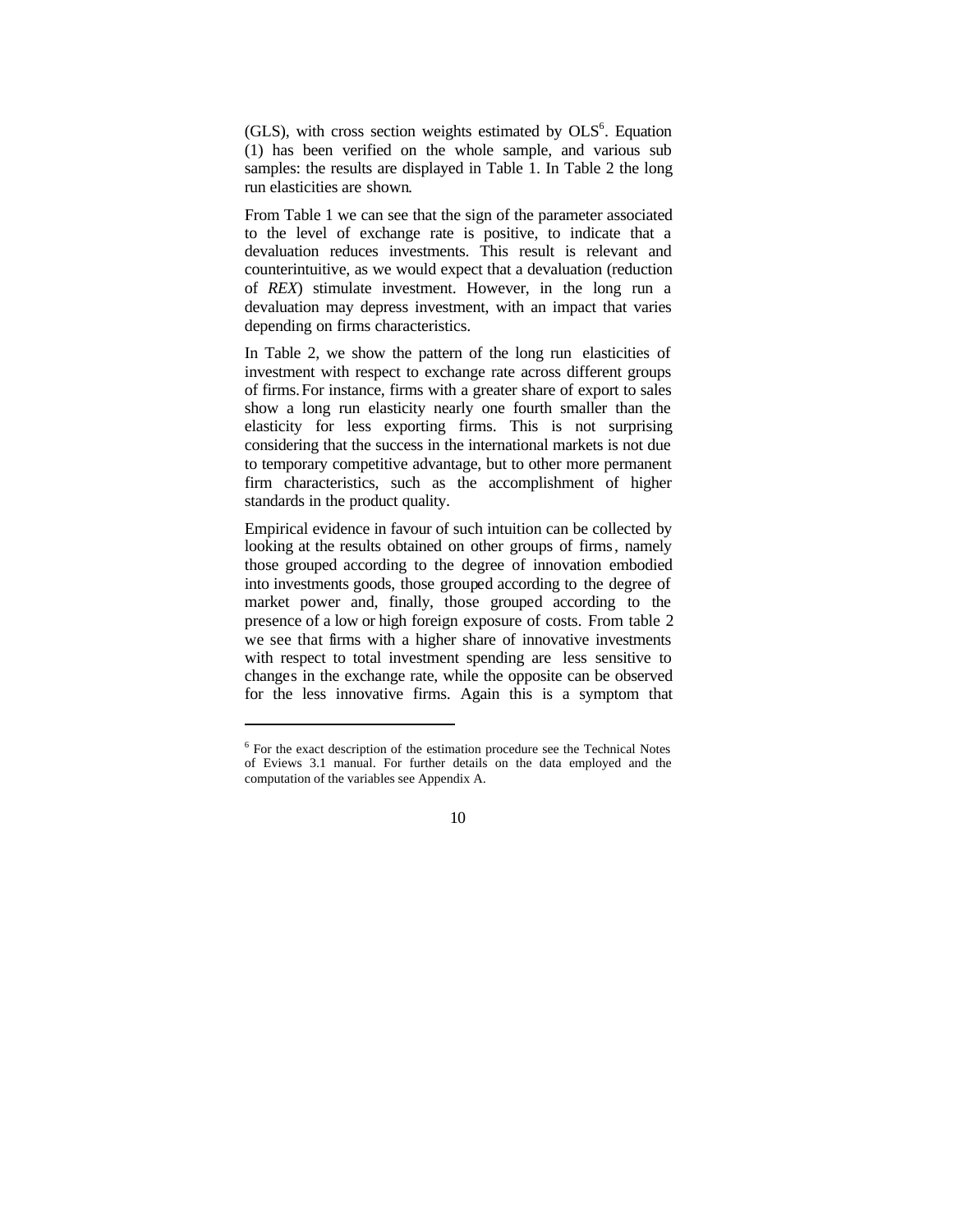(GLS), with cross section weights estimated by OLS[6]. Equation (1) has been verified on the whole sample, and various sub samples: the results are displayed in Table 1. In Table 2 the long run elasticities are shown.

From Table 1 we can see that the sign of the parameter associated to the level of exchange rate is positive, to indicate that a devaluation reduces investments. This result is relevant and counterintuitive, as we would expect that a devaluation (reduction of *REX*) stimulate investment. However, in the long run a devaluation may depress investment, with an impact that varies depending on firms characteristics.

In Table 2, we show the pattern of the long run elasticities of investment with respect to exchange rate across different groups of firms. For instance, firms with a greater share of export to sales show a long run elasticity nearly one fourth smaller than the elasticity for less exporting firms. This is not surprising considering that the success in the international markets is not due to temporary competitive advantage, but to other more permanent firm characteristics, such as the accomplishment of higher standards in the product quality.

Empirical evidence in favour of such intuition can be collected by looking at the results obtained on other groups of firms, namely those grouped according to the degree of innovation embodied into investments goods, those grouped according to the degree of market power and, finally, those grouped according to the presence of a low or high foreign exposure of costs. From table 2 we see that firms with a higher share of innovative investments with respect to total investment spending are less sensitive to changes in the exchange rate, while the opposite can be observed for the less innovative firms. Again this is a symptom that

---

[6] For the exact description of the estimation procedure see the Technical Notes of Eviews 3.1 manual. For further details on the data employed and the computation of the variables see Appendix A.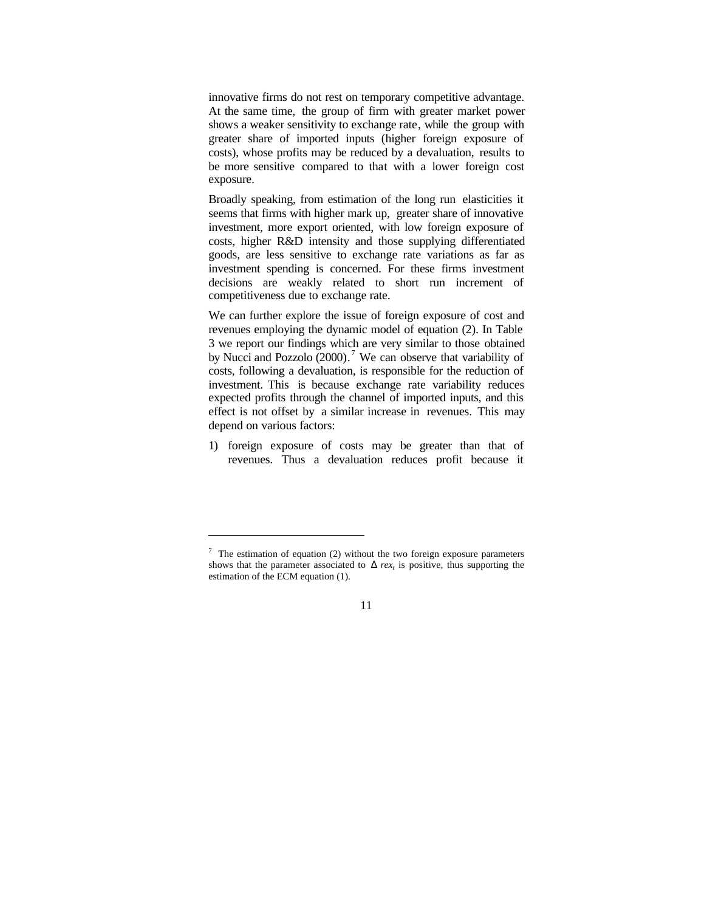innovative firms do not rest on temporary competitive advantage. At the same time, the group of firm with greater market power shows a weaker sensitivity to exchange rate, while the group with greater share of imported inputs (higher foreign exposure of costs), whose profits may be reduced by a devaluation, results to be more sensitive compared to that with a lower foreign cost exposure.

Broadly speaking, from estimation of the long run elasticities it seems that firms with higher mark up, greater share of innovative investment, more export oriented, with low foreign exposure of costs, higher R&D intensity and those supplying differentiated goods, are less sensitive to exchange rate variations as far as investment spending is concerned. For these firms investment decisions are weakly related to short run increment of competitiveness due to exchange rate.

We can further explore the issue of foreign exposure of cost and revenues employing the dynamic model of equation (2). In Table 3 we report our findings which are very similar to those obtained by Nucci and Pozzolo (2000).[7] We can observe that variability of costs, following a devaluation, is responsible for the reduction of investment. This is because exchange rate variability reduces expected profits through the channel of imported inputs, and this effect is not offset by a similar increase in revenues. This may depend on various factors:

1) foreign exposure of costs may be greater than that of revenues. Thus a devaluation reduces profit because it

---

[7] The estimation of equation (2) without the two foreign exposure parameters shows that the parameter associated to $\Delta\, rex_t$ is positive, thus supporting the estimation of the ECM equation (1).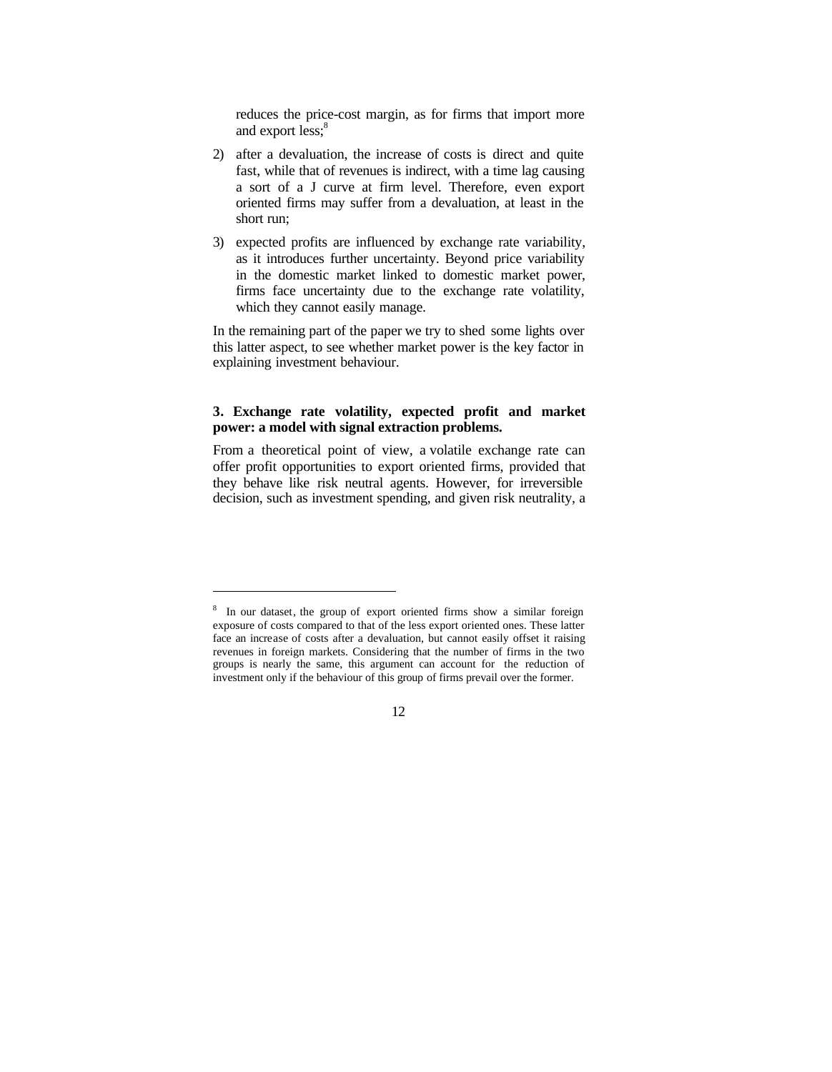reduces the price-cost margin, as for firms that import more and export less;[8]

2) after a devaluation, the increase of costs is direct and quite fast, while that of revenues is indirect, with a time lag causing a sort of a J curve at firm level. Therefore, even export oriented firms may suffer from a devaluation, at least in the short run;

3) expected profits are influenced by exchange rate variability, as it introduces further uncertainty. Beyond price variability in the domestic market linked to domestic market power, firms face uncertainty due to the exchange rate volatility, which they cannot easily manage.

In the remaining part of the paper we try to shed some lights over this latter aspect, to see whether market power is the key factor in explaining investment behaviour.

## 3. Exchange rate volatility, expected profit and market power: a model with signal extraction problems.

From a theoretical point of view, a volatile exchange rate can offer profit opportunities to export oriented firms, provided that they behave like risk neutral agents. However, for irreversible decision, such as investment spending, and given risk neutrality, a

---

[8] In our dataset, the group of export oriented firms show a similar foreign exposure of costs compared to that of the less export oriented ones. These latter face an increase of costs after a devaluation, but cannot easily offset it raising revenues in foreign markets. Considering that the number of firms in the two groups is nearly the same, this argument can account for the reduction of investment only if the behaviour of this group of firms prevail over the former.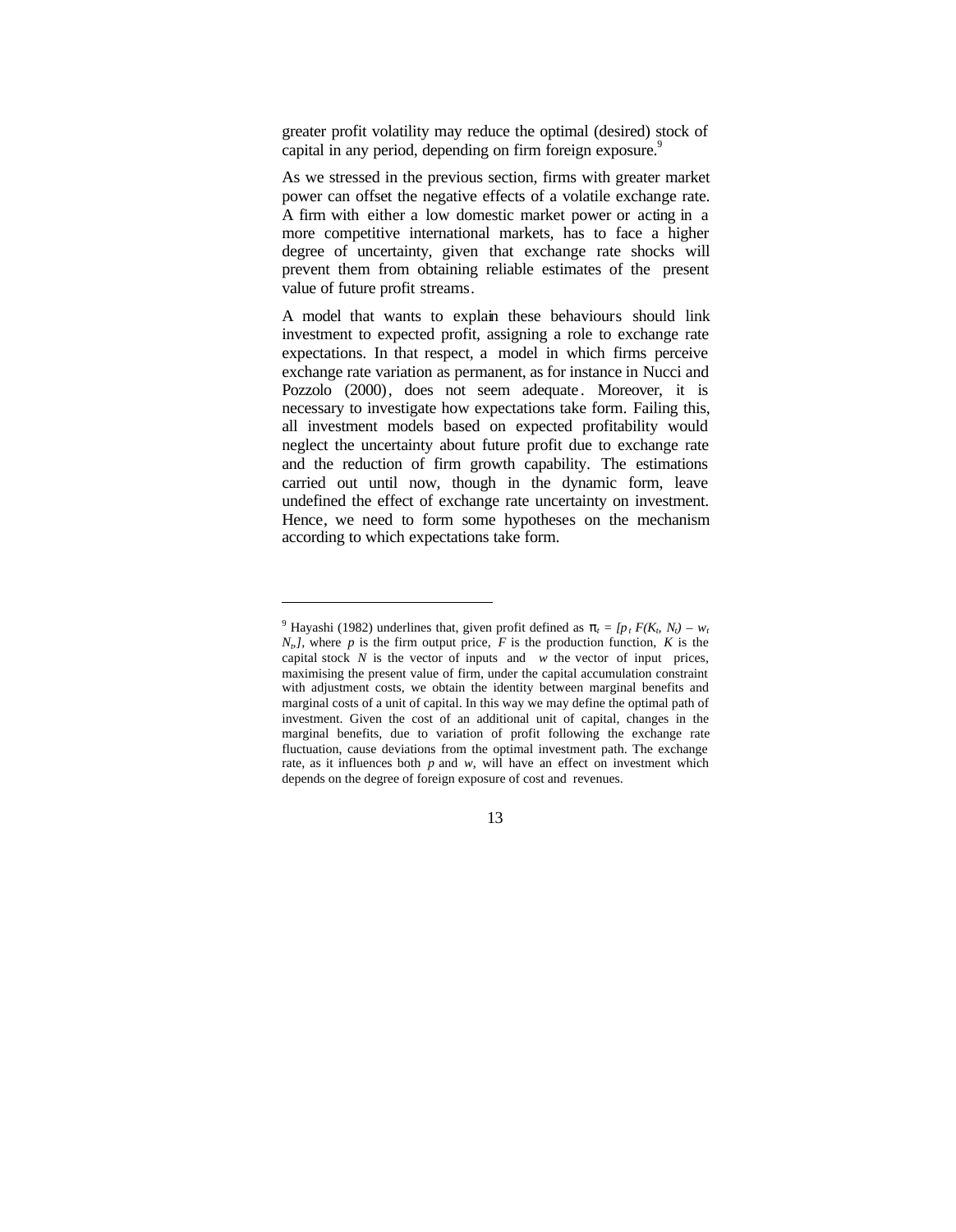greater profit volatility may reduce the optimal (desired) stock of capital in any period, depending on firm foreign exposure.[9]

As we stressed in the previous section, firms with greater market power can offset the negative effects of a volatile exchange rate. A firm with either a low domestic market power or acting in a more competitive international markets, has to face a higher degree of uncertainty, given that exchange rate shocks will prevent them from obtaining reliable estimates of the present value of future profit streams.

A model that wants to explain these behaviours should link investment to expected profit, assigning a role to exchange rate expectations. In that respect, a model in which firms perceive exchange rate variation as permanent, as for instance in Nucci and Pozzolo (2000), does not seem adequate. Moreover, it is necessary to investigate how expectations take form. Failing this, all investment models based on expected profitability would neglect the uncertainty about future profit due to exchange rate and the reduction of firm growth capability. The estimations carried out until now, though in the dynamic form, leave undefined the effect of exchange rate uncertainty on investment. Hence, we need to form some hypotheses on the mechanism according to which expectations take form.

---

[9] Hayashi (1982) underlines that, given profit defined as $\pi_t = [p_t F(K_t, N_t) - w_t N_t]$, where $p$ is the firm output price, $F$ is the production function, $K$ is the capital stock $N$ is the vector of inputs and $w$ the vector of input prices, maximising the present value of firm, under the capital accumulation constraint with adjustment costs, we obtain the identity between marginal benefits and marginal costs of a unit of capital. In this way we may define the optimal path of investment. Given the cost of an additional unit of capital, changes in the marginal benefits, due to variation of profit following the exchange rate fluctuation, cause deviations from the optimal investment path. The exchange rate, as it influences both $p$ and $w$, will have an effect on investment which depends on the degree of foreign exposure of cost and revenues.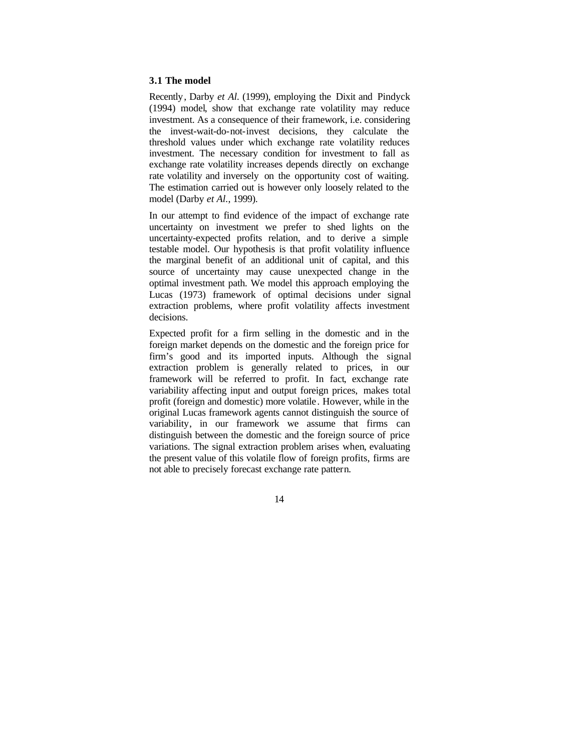### 3.1 The model

Recently, Darby *et Al.* (1999), employing the Dixit and Pindyck (1994) model, show that exchange rate volatility may reduce investment. As a consequence of their framework, i.e. considering the invest-wait-do-not-invest decisions, they calculate the threshold values under which exchange rate volatility reduces investment. The necessary condition for investment to fall as exchange rate volatility increases depends directly on exchange rate volatility and inversely on the opportunity cost of waiting. The estimation carried out is however only loosely related to the model (Darby *et Al.*, 1999).

In our attempt to find evidence of the impact of exchange rate uncertainty on investment we prefer to shed lights on the uncertainty-expected profits relation, and to derive a simple testable model. Our hypothesis is that profit volatility influence the marginal benefit of an additional unit of capital, and this source of uncertainty may cause unexpected change in the optimal investment path. We model this approach employing the Lucas (1973) framework of optimal decisions under signal extraction problems, where profit volatility affects investment decisions.

Expected profit for a firm selling in the domestic and in the foreign market depends on the domestic and the foreign price for firm's good and its imported inputs. Although the signal extraction problem is generally related to prices, in our framework will be referred to profit. In fact, exchange rate variability affecting input and output foreign prices, makes total profit (foreign and domestic) more volatile. However, while in the original Lucas framework agents cannot distinguish the source of variability, in our framework we assume that firms can distinguish between the domestic and the foreign source of price variations. The signal extraction problem arises when, evaluating the present value of this volatile flow of foreign profits, firms are not able to precisely forecast exchange rate pattern.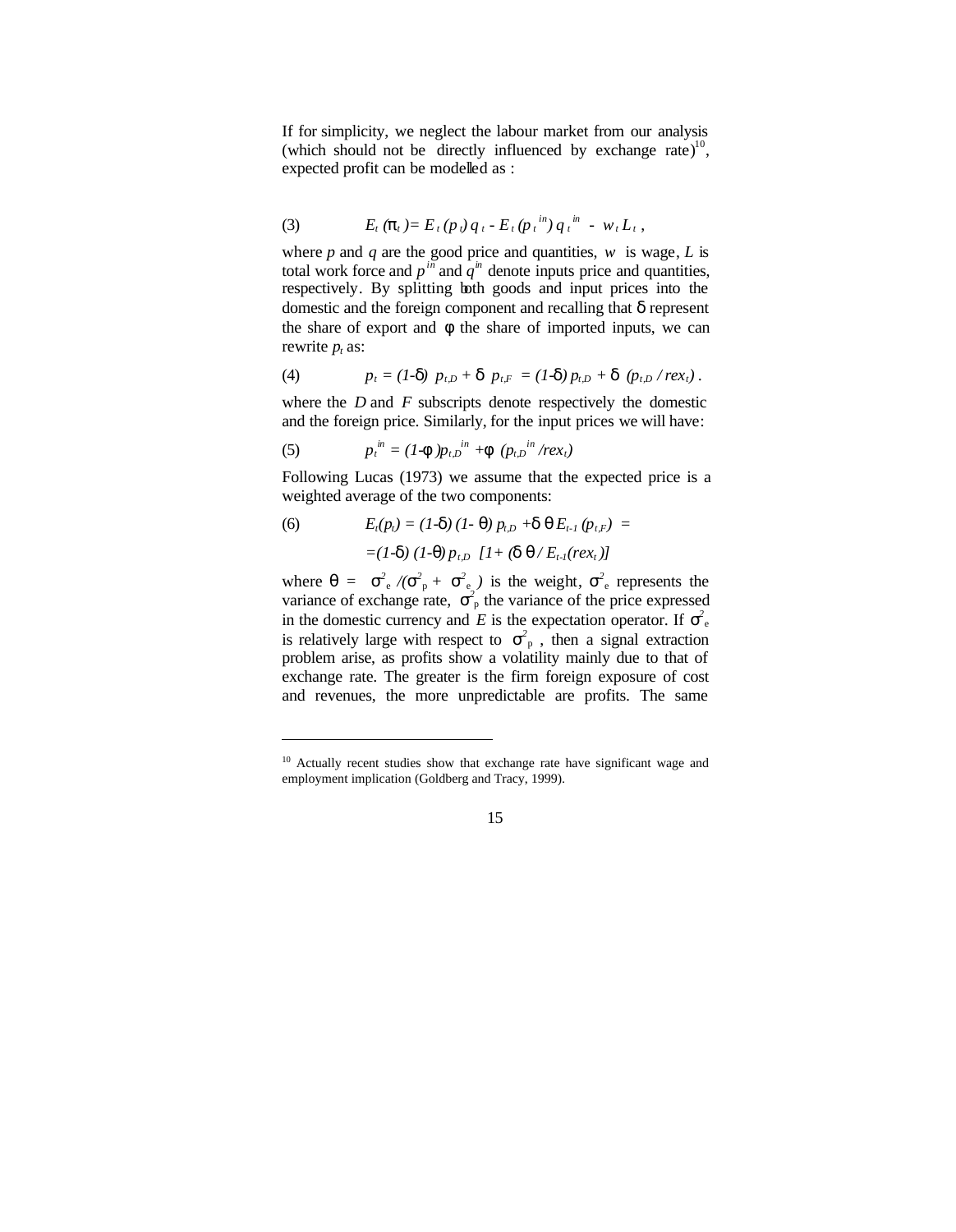If for simplicity, we neglect the labour market from our analysis (which should not be directly influenced by exchange rate)[10], expected profit can be modelled as :

$$(3) \qquad E_t(\pi_t) = E_t(p_t)\, q_t - E_t(p_t^{in})\, q_t^{in} - w_t L_t\,,$$

where $p$ and $q$ are the good price and quantities, $w$ is wage, $L$ is total work force and $p^{in}$ and $q^{in}$ denote inputs price and quantities, respectively. By splitting both goods and input prices into the domestic and the foreign component and recalling that $\delta$ represent the share of export and $\phi$ the share of imported inputs, we can rewrite $p_t$ as:

$$(4) \qquad p_t = (1\text{-}\delta)\; p_{t,D} + \delta\;\; p_{t,F} \;= (1\text{-}\delta)\, p_{t,D} + \delta\;\, (p_{t,D} / rex_t)\,.$$

where the $D$ and $F$ subscripts denote respectively the domestic and the foreign price. Similarly, for the input prices we will have:

$$(5) \qquad p_t^{in} = (1\text{-}\phi)p_{t,D}^{in} + \phi\;\, (p_{t,D}^{in} / rex_t)$$

Following Lucas (1973) we assume that the expected price is a weighted average of the two components:

$$(6) \qquad E_t(p_t) = (1\text{-}\delta)\,(1\text{-}\,\theta)\; p_{t,D} + \delta\,\theta\, E_{t\text{-}1}\,(p_{t,F}) \;=$$

$$= (1\text{-}\delta)\,(1\text{-}\theta)\, p_{t,D}\;\; [1 + (\delta\,\theta\, / \,E_{t\text{-}1}(rex_t\,)]$$

where $\theta = \sigma^2_e / (\sigma^2_p + \sigma^2_e)$ is the weight, $\sigma^2_e$ represents the variance of exchange rate, $\sigma^2_p$ the variance of the price expressed in the domestic currency and $E$ is the expectation operator. If $\sigma^2_e$ is relatively large with respect to $\sigma^2_p$ , then a signal extraction problem arise, as profits show a volatility mainly due to that of exchange rate. The greater is the firm foreign exposure of cost and revenues, the more unpredictable are profits. The same

---

[10] Actually recent studies show that exchange rate have significant wage and employment implication (Goldberg and Tracy, 1999).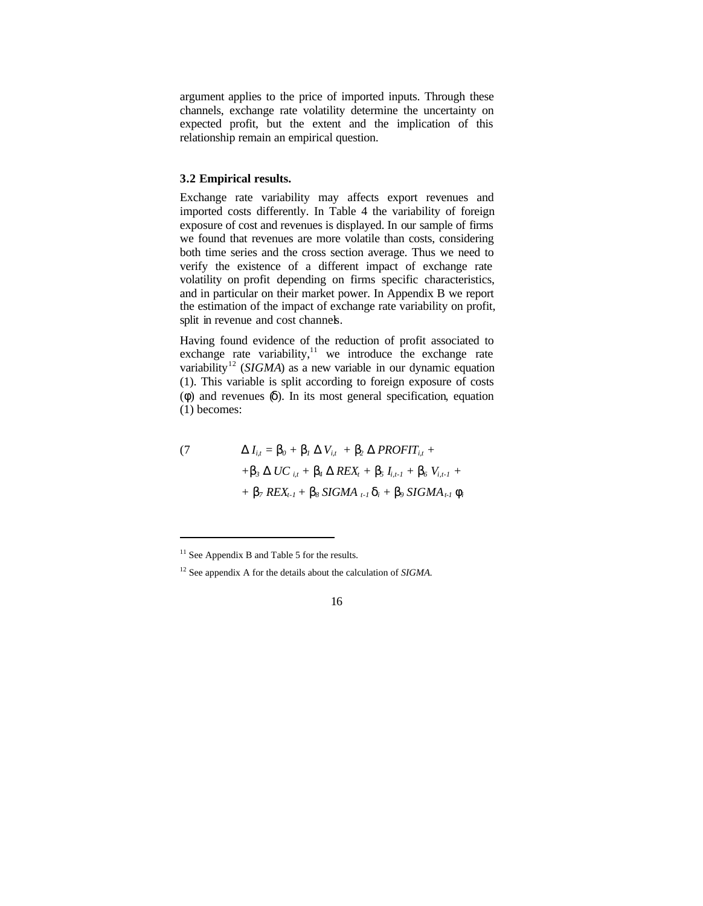argument applies to the price of imported inputs. Through these channels, exchange rate volatility determine the uncertainty on expected profit, but the extent and the implication of this relationship remain an empirical question.

### 3.2 Empirical results.

Exchange rate variability may affects export revenues and imported costs differently. In Table 4 the variability of foreign exposure of cost and revenues is displayed. In our sample of firms we found that revenues are more volatile than costs, considering both time series and the cross section average. Thus we need to verify the existence of a different impact of exchange rate volatility on profit depending on firms specific characteristics, and in particular on their market power. In Appendix B we report the estimation of the impact of exchange rate variability on profit, split in revenue and cost channels.

Having found evidence of the reduction of profit associated to exchange rate variability,[11] we introduce the exchange rate variability[12] (*SIGMA*) as a new variable in our dynamic equation (1). This variable is split according to foreign exposure of costs ($\phi$) and revenues ($\delta$). In its most general specification, equation (1) becomes:

$$
\begin{aligned}
(7) \qquad \Delta I_{i,t} = \beta_0 + \beta_1 \Delta V_{i,t} + \beta_2 \Delta PROFIT_{i,t} + \\
+ \beta_3 \Delta UC_{i,t} + \beta_4 \Delta REX_t + \beta_5 I_{i,t-1} + \beta_6 V_{i,t-1} + \\
+ \beta_7 REX_{t-1} + \beta_8 SIGMA_{t-1} \delta_i + \beta_9 SIGMA_{t-1} \phi_i
\end{aligned}
$$

---

[11] See Appendix B and Table 5 for the results.

[12] See appendix A for the details about the calculation of *SIGMA*.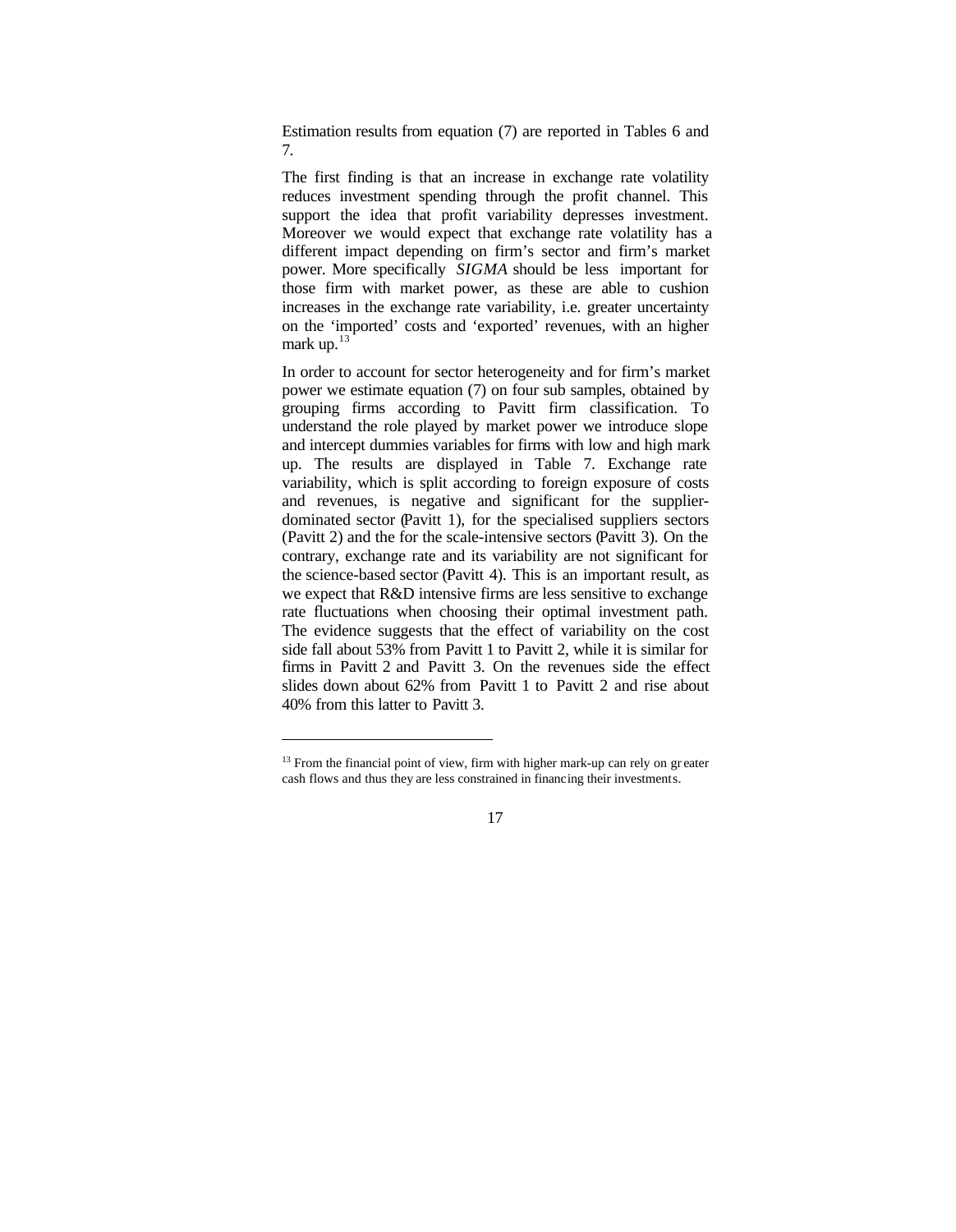Estimation results from equation (7) are reported in Tables 6 and 7.

The first finding is that an increase in exchange rate volatility reduces investment spending through the profit channel. This support the idea that profit variability depresses investment. Moreover we would expect that exchange rate volatility has a different impact depending on firm's sector and firm's market power. More specifically *SIGMA* should be less important for those firm with market power, as these are able to cushion increases in the exchange rate variability, i.e. greater uncertainty on the 'imported' costs and 'exported' revenues, with an higher mark up.[13]

In order to account for sector heterogeneity and for firm's market power we estimate equation (7) on four sub samples, obtained by grouping firms according to Pavitt firm classification. To understand the role played by market power we introduce slope and intercept dummies variables for firms with low and high mark up. The results are displayed in Table 7. Exchange rate variability, which is split according to foreign exposure of costs and revenues, is negative and significant for the supplier-dominated sector (Pavitt 1), for the specialised suppliers sectors (Pavitt 2) and the for the scale-intensive sectors (Pavitt 3). On the contrary, exchange rate and its variability are not significant for the science-based sector (Pavitt 4). This is an important result, as we expect that R&D intensive firms are less sensitive to exchange rate fluctuations when choosing their optimal investment path. The evidence suggests that the effect of variability on the cost side fall about 53% from Pavitt 1 to Pavitt 2, while it is similar for firms in Pavitt 2 and Pavitt 3. On the revenues side the effect slides down about 62% from Pavitt 1 to Pavitt 2 and rise about 40% from this latter to Pavitt 3.

---

[13] From the financial point of view, firm with higher mark-up can rely on greater cash flows and thus they are less constrained in financing their investments.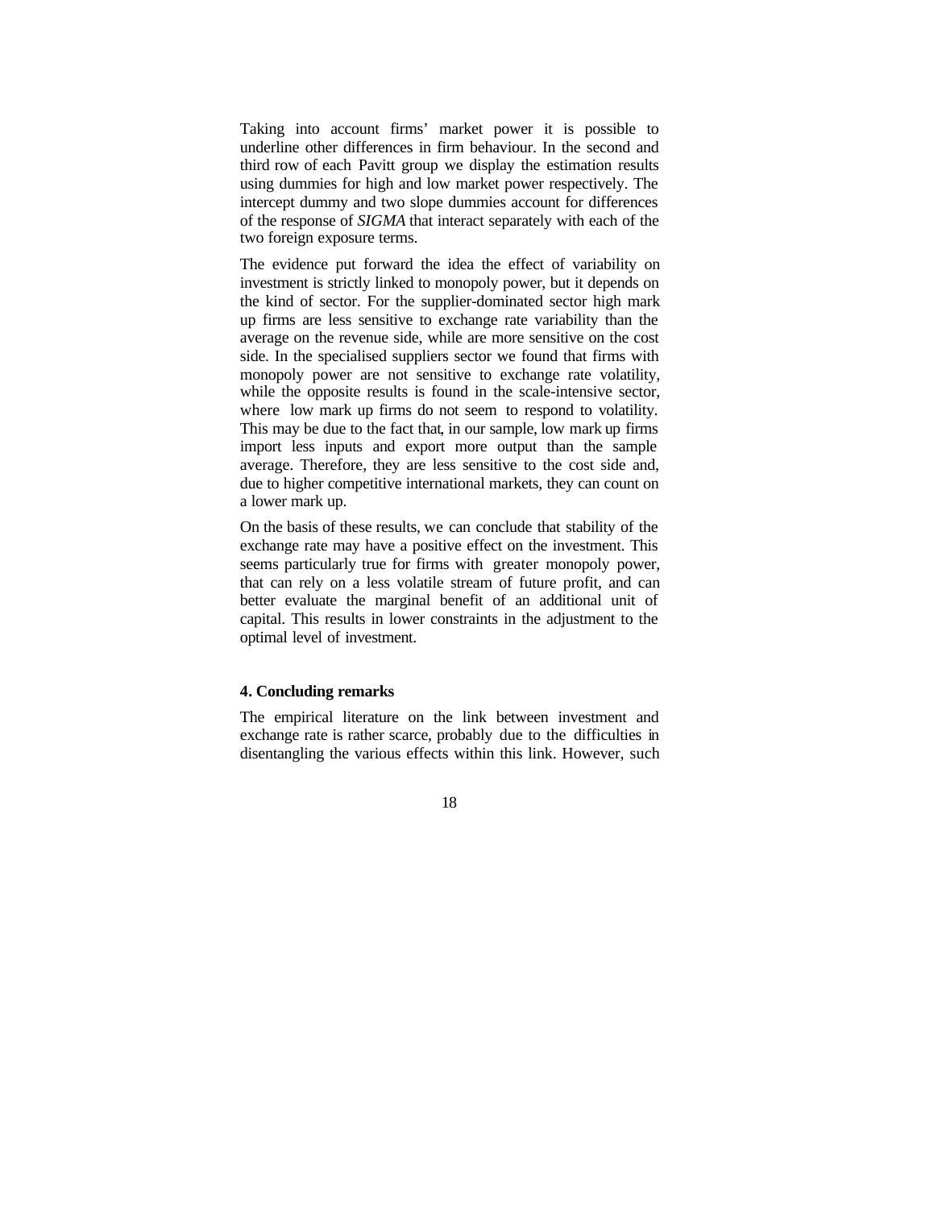Taking into account firms' market power it is possible to underline other differences in firm behaviour. In the second and third row of each Pavitt group we display the estimation results using dummies for high and low market power respectively. The intercept dummy and two slope dummies account for differences of the response of *SIGMA* that interact separately with each of the two foreign exposure terms.

The evidence put forward the idea the effect of variability on investment is strictly linked to monopoly power, but it depends on the kind of sector. For the supplier-dominated sector high mark up firms are less sensitive to exchange rate variability than the average on the revenue side, while are more sensitive on the cost side. In the specialised suppliers sector we found that firms with monopoly power are not sensitive to exchange rate volatility, while the opposite results is found in the scale-intensive sector, where low mark up firms do not seem to respond to volatility. This may be due to the fact that, in our sample, low mark up firms import less inputs and export more output than the sample average. Therefore, they are less sensitive to the cost side and, due to higher competitive international markets, they can count on a lower mark up.

On the basis of these results, we can conclude that stability of the exchange rate may have a positive effect on the investment. This seems particularly true for firms with greater monopoly power, that can rely on a less volatile stream of future profit, and can better evaluate the marginal benefit of an additional unit of capital. This results in lower constraints in the adjustment to the optimal level of investment.

## 4. Concluding remarks

The empirical literature on the link between investment and exchange rate is rather scarce, probably due to the difficulties in disentangling the various effects within this link. However, such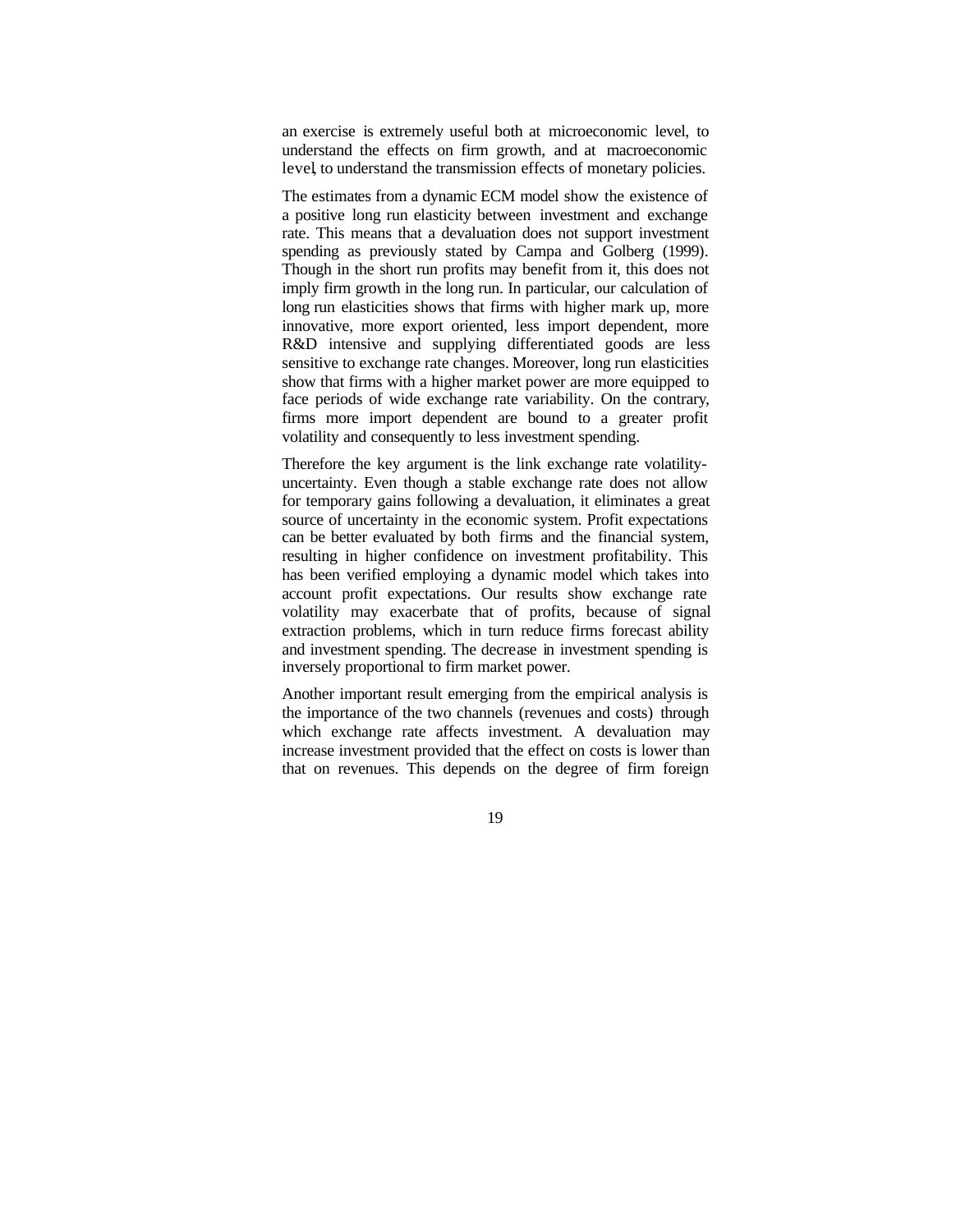an exercise is extremely useful both at microeconomic level, to understand the effects on firm growth, and at macroeconomic level, to understand the transmission effects of monetary policies.

The estimates from a dynamic ECM model show the existence of a positive long run elasticity between investment and exchange rate. This means that a devaluation does not support investment spending as previously stated by Campa and Golberg (1999). Though in the short run profits may benefit from it, this does not imply firm growth in the long run. In particular, our calculation of long run elasticities shows that firms with higher mark up, more innovative, more export oriented, less import dependent, more R&D intensive and supplying differentiated goods are less sensitive to exchange rate changes. Moreover, long run elasticities show that firms with a higher market power are more equipped to face periods of wide exchange rate variability. On the contrary, firms more import dependent are bound to a greater profit volatility and consequently to less investment spending.

Therefore the key argument is the link exchange rate volatility-uncertainty. Even though a stable exchange rate does not allow for temporary gains following a devaluation, it eliminates a great source of uncertainty in the economic system. Profit expectations can be better evaluated by both firms and the financial system, resulting in higher confidence on investment profitability. This has been verified employing a dynamic model which takes into account profit expectations. Our results show exchange rate volatility may exacerbate that of profits, because of signal extraction problems, which in turn reduce firms forecast ability and investment spending. The decrease in investment spending is inversely proportional to firm market power.

Another important result emerging from the empirical analysis is the importance of the two channels (revenues and costs) through which exchange rate affects investment. A devaluation may increase investment provided that the effect on costs is lower than that on revenues. This depends on the degree of firm foreign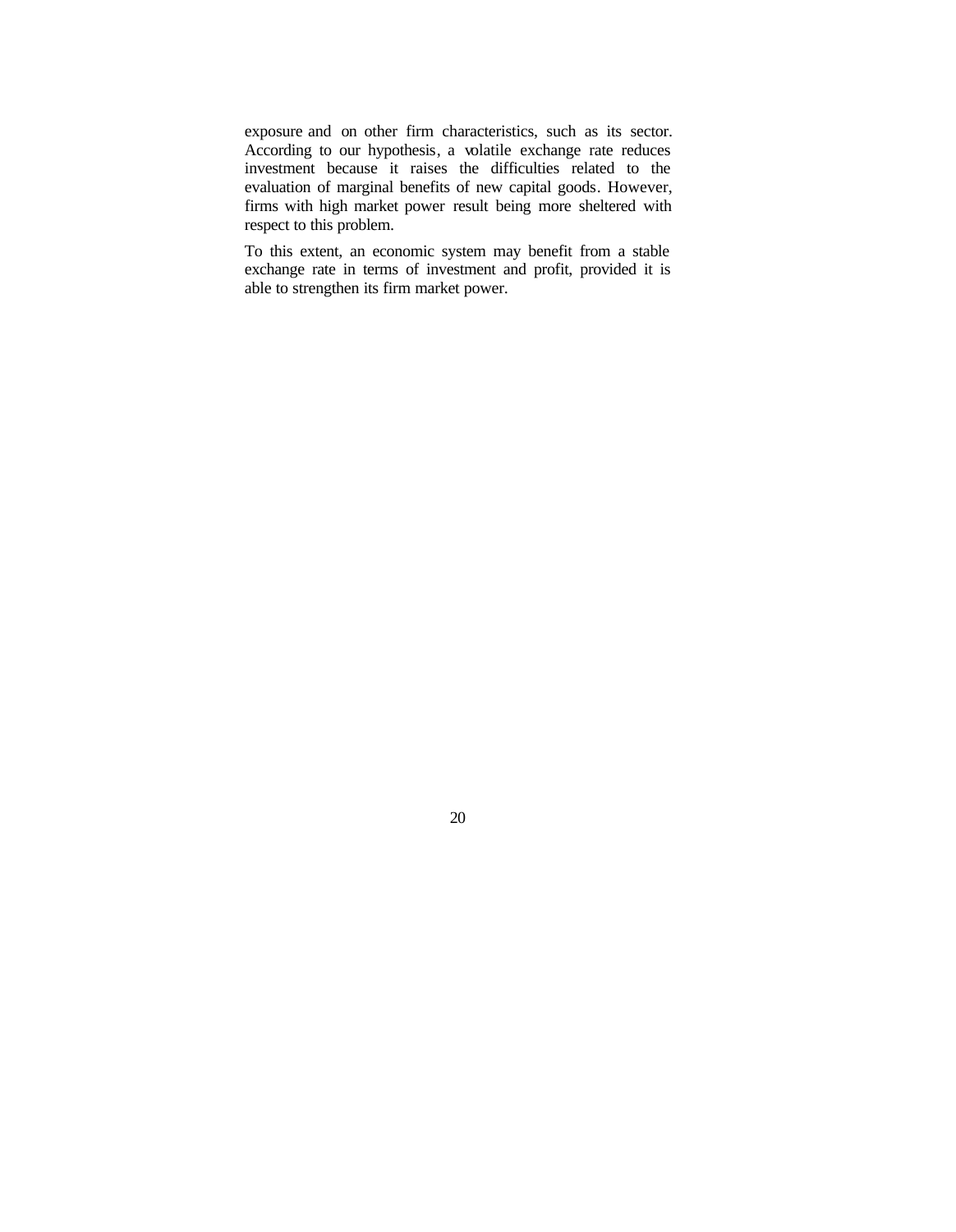exposure and on other firm characteristics, such as its sector. According to our hypothesis, a volatile exchange rate reduces investment because it raises the difficulties related to the evaluation of marginal benefits of new capital goods. However, firms with high market power result being more sheltered with respect to this problem.

To this extent, an economic system may benefit from a stable exchange rate in terms of investment and profit, provided it is able to strengthen its firm market power.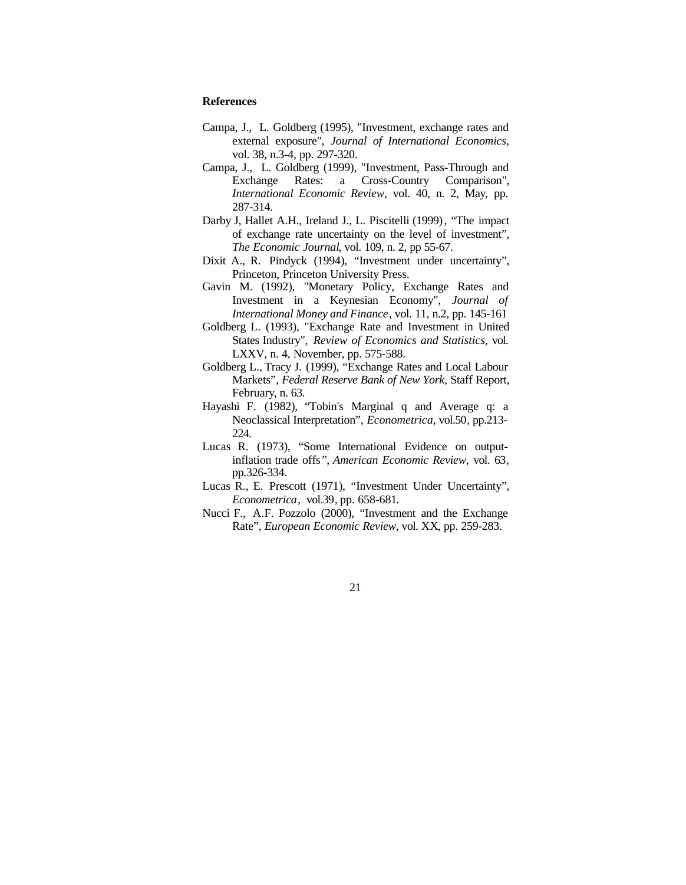**References**

Campa, J., L. Goldberg (1995), "Investment, exchange rates and external exposure", *Journal of International Economics*, vol. 38, n.3-4, pp. 297-320.

Campa, J., L. Goldberg (1999), "Investment, Pass-Through and Exchange Rates: a Cross-Country Comparison", *International Economic Review*, vol. 40, n. 2, May, pp. 287-314.

Darby J, Hallet A.H., Ireland J., L. Piscitelli (1999), "The impact of exchange rate uncertainty on the level of investment", *The Economic Journal*, vol. 109, n. 2, pp 55-67.

Dixit A., R. Pindyck (1994), "Investment under uncertainty", Princeton, Princeton University Press.

Gavin M. (1992), "Monetary Policy, Exchange Rates and Investment in a Keynesian Economy", *Journal of International Money and Finance*, vol. 11, n.2, pp. 145-161

Goldberg L. (1993), "Exchange Rate and Investment in United States Industry", *Review of Economics and Statistics*, vol. LXXV, n. 4, November, pp. 575-588.

Goldberg L., Tracy J. (1999), "Exchange Rates and Local Labour Markets", *Federal Reserve Bank of New York*, Staff Report, February, n. 63.

Hayashi F. (1982), "Tobin's Marginal q and Average q: a Neoclassical Interpretation", *Econometrica*, vol.50, pp.213-224.

Lucas R. (1973), "Some International Evidence on output-inflation trade offs", *American Economic Review*, vol. 63, pp.326-334.

Lucas R., E. Prescott (1971), "Investment Under Uncertainty", *Econometrica*, vol.39, pp. 658-681.

Nucci F., A.F. Pozzolo (2000), "Investment and the Exchange Rate", *European Economic Review*, vol. XX, pp. 259-283.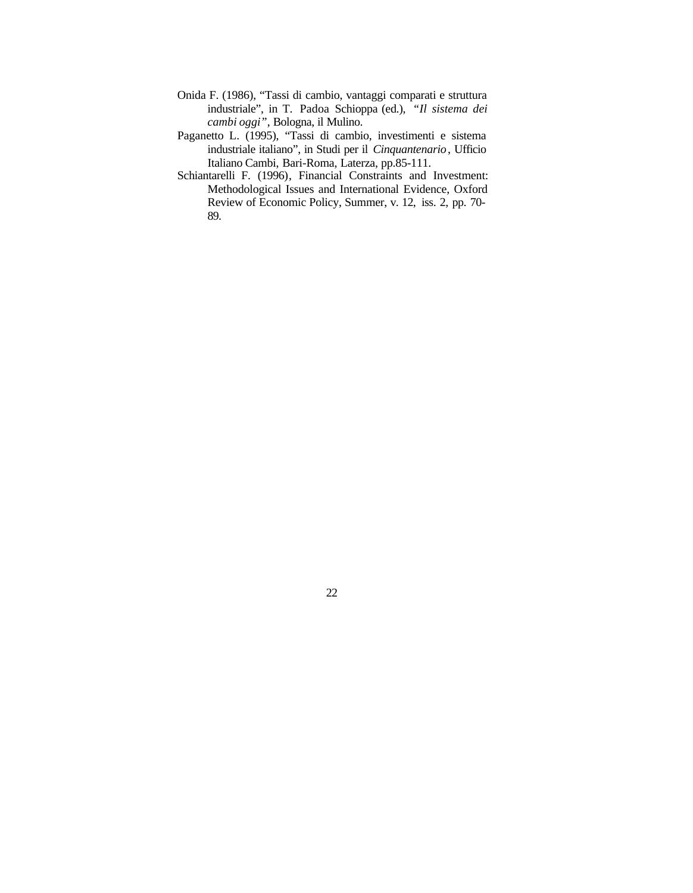Onida F. (1986), "Tassi di cambio, vantaggi comparati e struttura industriale", in T. Padoa Schioppa (ed.), *"Il sistema dei cambi oggi"*, Bologna, il Mulino.

Paganetto L. (1995), "Tassi di cambio, investimenti e sistema industriale italiano", in Studi per il *Cinquantenario*, Ufficio Italiano Cambi, Bari-Roma, Laterza, pp.85-111.

Schiantarelli F. (1996), Financial Constraints and Investment: Methodological Issues and International Evidence, Oxford Review of Economic Policy, Summer, v. 12, iss. 2, pp. 70-89.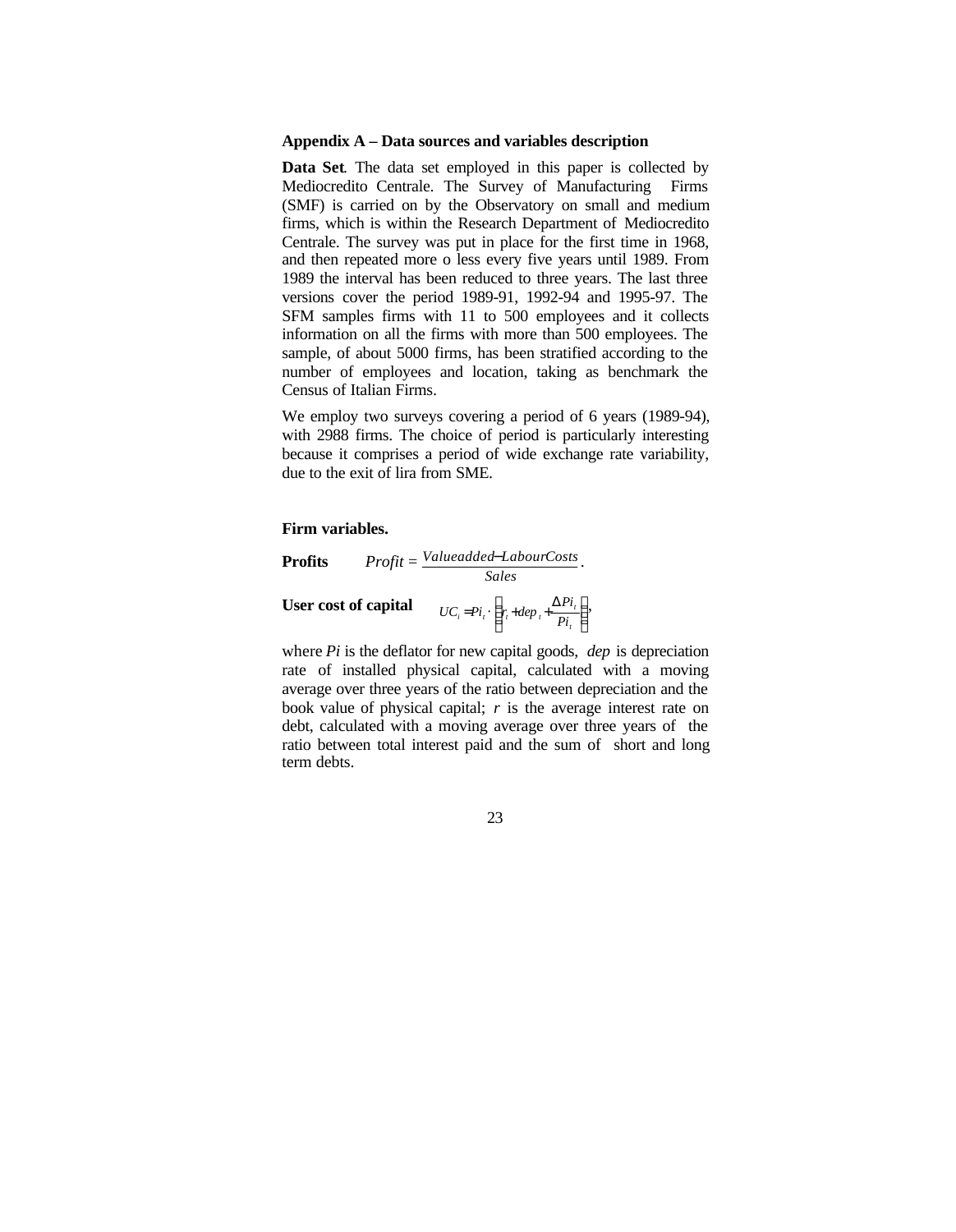## Appendix A – Data sources and variables description

**Data Set**. The data set employed in this paper is collected by Mediocredito Centrale. The Survey of Manufacturing Firms (SMF) is carried on by the Observatory on small and medium firms, which is within the Research Department of Mediocredito Centrale. The survey was put in place for the first time in 1968, and then repeated more o less every five years until 1989. From 1989 the interval has been reduced to three years. The last three versions cover the period 1989-91, 1992-94 and 1995-97. The SFM samples firms with 11 to 500 employees and it collects information on all the firms with more than 500 employees. The sample, of about 5000 firms, has been stratified according to the number of employees and location, taking as benchmark the Census of Italian Firms.

We employ two surveys covering a period of 6 years (1989-94), with 2988 firms. The choice of period is particularly interesting because it comprises a period of wide exchange rate variability, due to the exit of lira from SME.

**Firm variables.**

**Profits** $$Profit = \frac{Valueadded - LabourCosts}{Sales}.$$

**User cost of capital** $$UC_t = Pi_t \cdot \left( r_t + dep_t + \frac{\Delta Pi_t}{Pi_t} \right),$$

where $Pi$ is the deflator for new capital goods, $dep$ is depreciation rate of installed physical capital, calculated with a moving average over three years of the ratio between depreciation and the book value of physical capital; $r$ is the average interest rate on debt, calculated with a moving average over three years of the ratio between total interest paid and the sum of short and long term debts.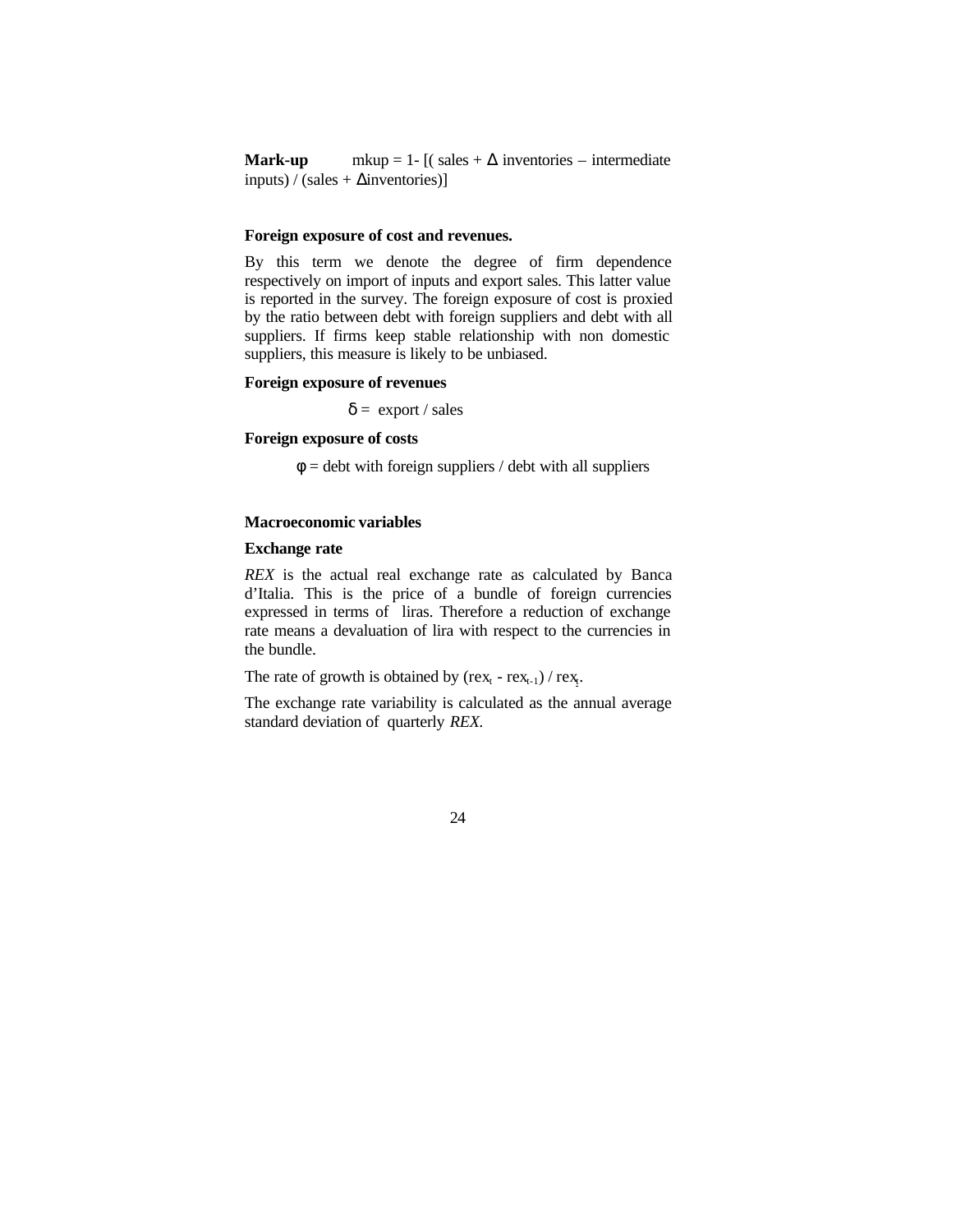**Mark-up** mkup = 1- [( sales + Δ inventories – intermediate inputs) / (sales + Δinventories)]

**Foreign exposure of cost and revenues.**

By this term we denote the degree of firm dependence respectively on import of inputs and export sales. This latter value is reported in the survey. The foreign exposure of cost is proxied by the ratio between debt with foreign suppliers and debt with all suppliers. If firms keep stable relationship with non domestic suppliers, this measure is likely to be unbiased.

**Foreign exposure of revenues**

$$\delta = \text{export / sales}$$

**Foreign exposure of costs**

$$\phi = \text{debt with foreign suppliers / debt with all suppliers}$$

**Macroeconomic variables**

**Exchange rate**

*REX* is the actual real exchange rate as calculated by Banca d'Italia. This is the price of a bundle of foreign currencies expressed in terms of liras. Therefore a reduction of exchange rate means a devaluation of lira with respect to the currencies in the bundle.

The rate of growth is obtained by $(rex_t - rex_{t-1}) / rex_t$.

The exchange rate variability is calculated as the annual average standard deviation of quarterly *REX*.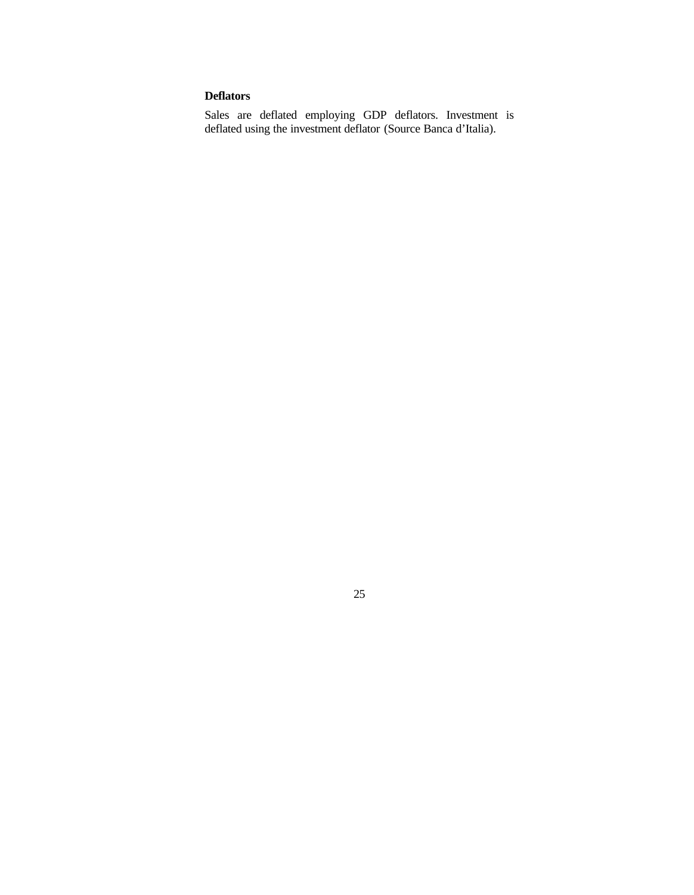**Deflators**

Sales are deflated employing GDP deflators. Investment is deflated using the investment deflator (Source Banca d'Italia).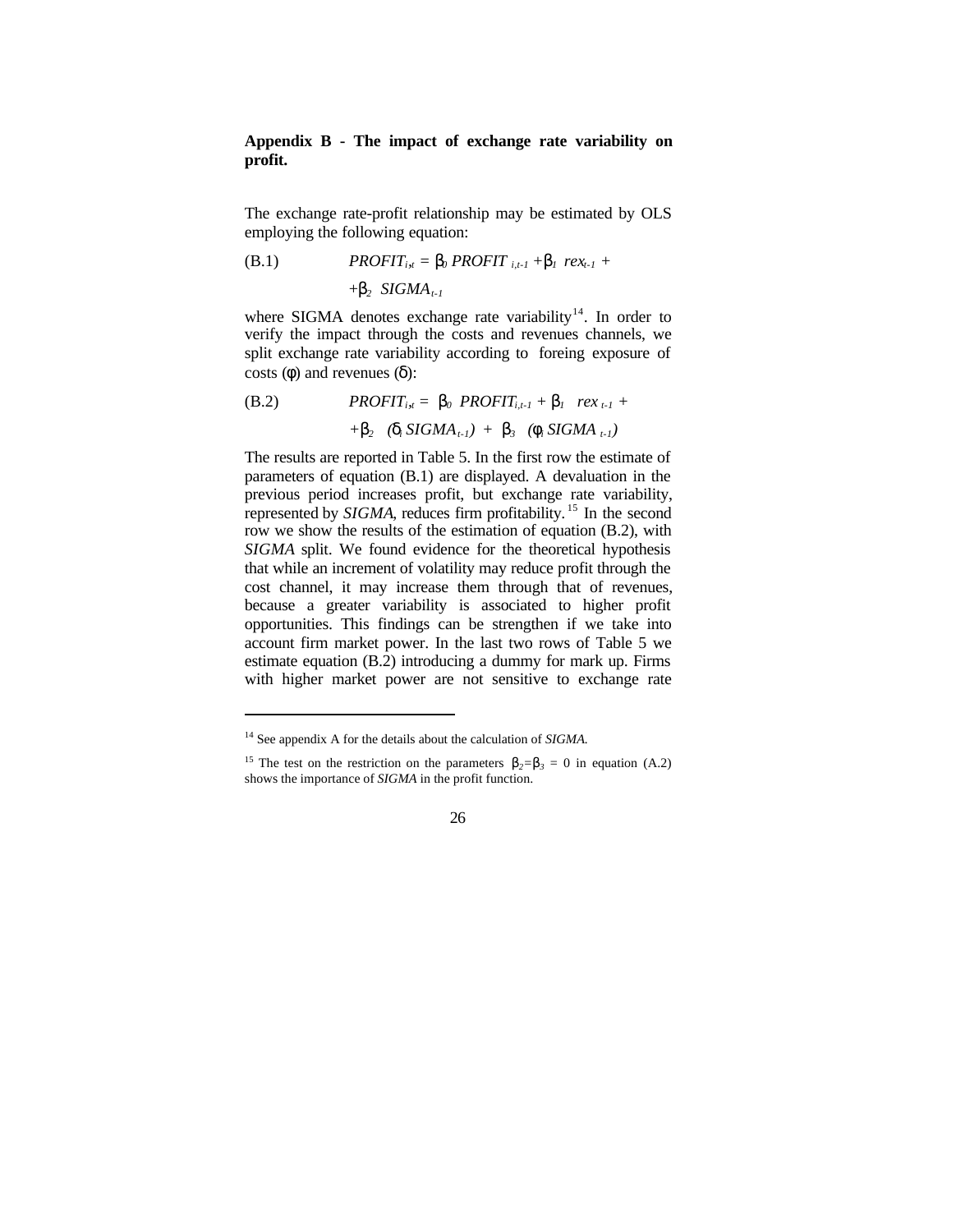**Appendix B - The impact of exchange rate variability on profit.**

The exchange rate-profit relationship may be estimated by OLS employing the following equation:

$$\text{(B.1)} \qquad PROFIT_{i,t} = \beta_0 \, PROFIT_{i,t-1} + \beta_1 \, rex_{t-1} + \beta_2 \, SIGMA_{t-1}$$

where SIGMA denotes exchange rate variability[14]. In order to verify the impact through the costs and revenues channels, we split exchange rate variability according to foreing exposure of costs ($\phi$) and revenues ($\delta$):

$$\text{(B.2)} \qquad PROFIT_{i,t} = \beta_0 \, PROFIT_{i,t-1} + \beta_1 \, rex_{t-1} + \beta_2 \, (\delta_i \, SIGMA_{t-1}) + \beta_3 \, (\phi_i \, SIGMA_{t-1})$$

The results are reported in Table 5. In the first row the estimate of parameters of equation (B.1) are displayed. A devaluation in the previous period increases profit, but exchange rate variability, represented by *SIGMA*, reduces firm profitability.[15] In the second row we show the results of the estimation of equation (B.2), with *SIGMA* split. We found evidence for the theoretical hypothesis that while an increment of volatility may reduce profit through the cost channel, it may increase them through that of revenues, because a greater variability is associated to higher profit opportunities. This findings can be strengthen if we take into account firm market power. In the last two rows of Table 5 we estimate equation (B.2) introducing a dummy for mark up. Firms with higher market power are not sensitive to exchange rate

---

[14] See appendix A for the details about the calculation of *SIGMA*.

[15] The test on the restriction on the parameters $\beta_2 = \beta_3 = 0$ in equation (A.2) shows the importance of *SIGMA* in the profit function.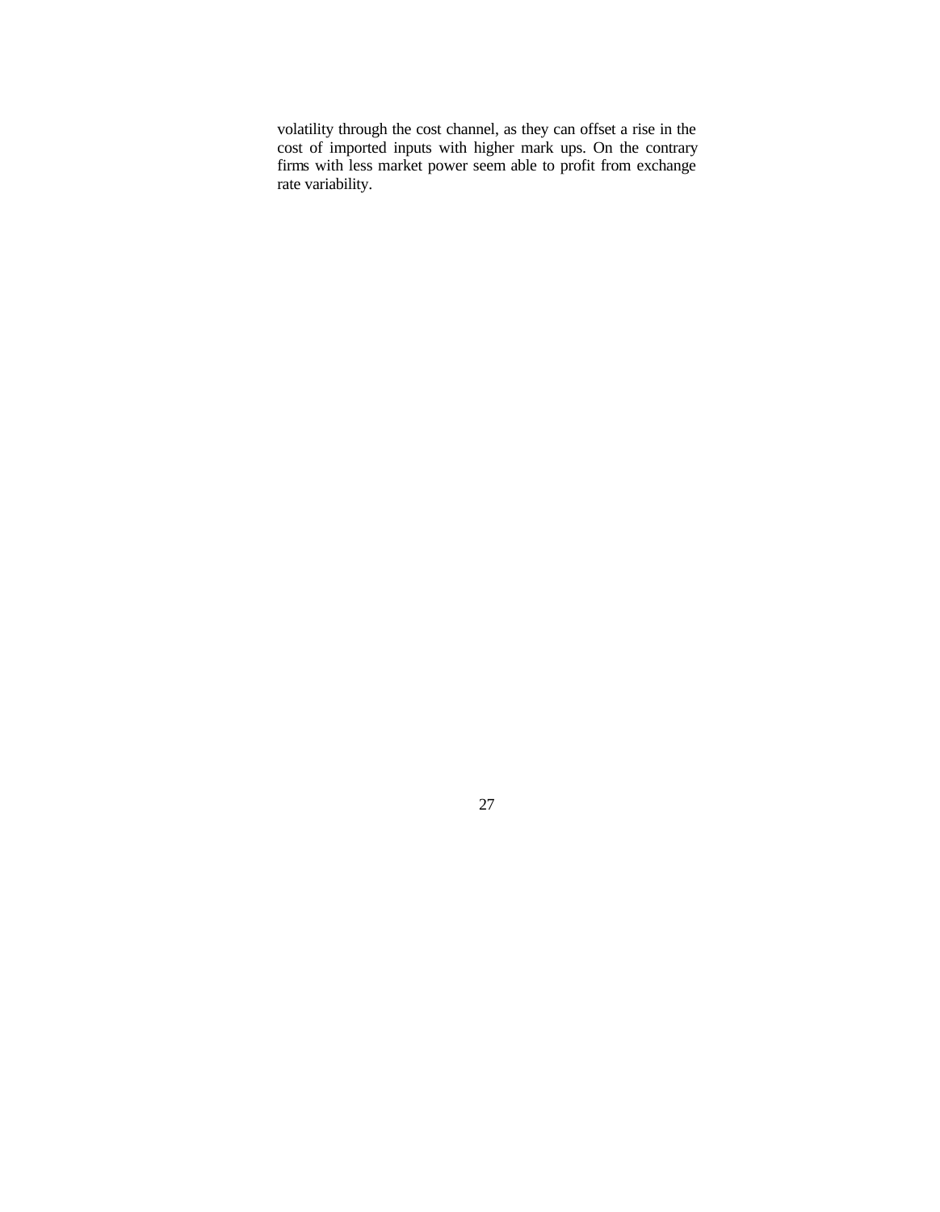volatility through the cost channel, as they can offset a rise in the cost of imported inputs with higher mark ups. On the contrary firms with less market power seem able to profit from exchange rate variability.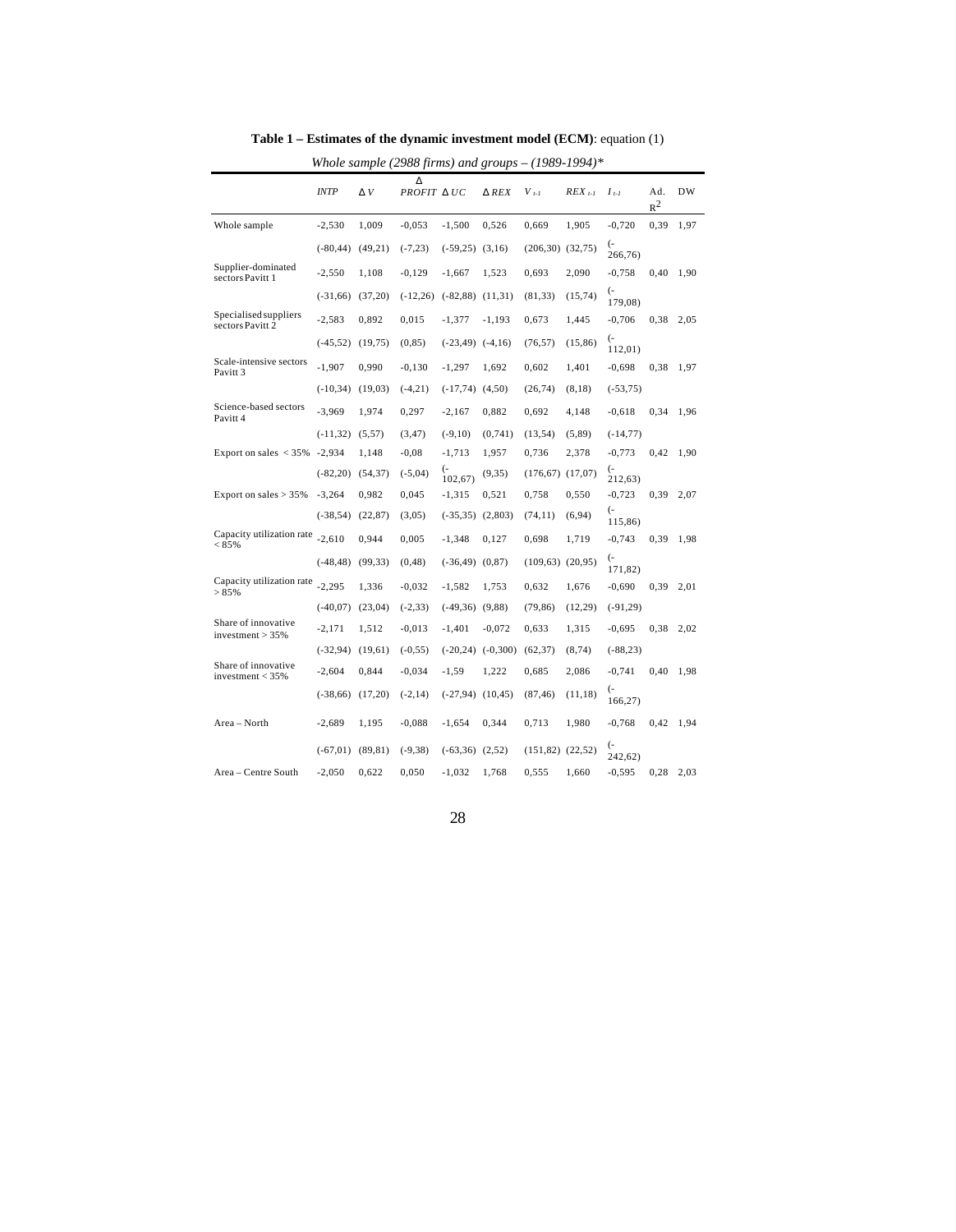**Table 1 – Estimates of the dynamic investment model (ECM)**: equation (1)

*Whole sample (2988 firms) and groups – (1989-1994)**

| | *INTP* | $\Delta V$ | $\Delta$ *PROFIT* | $\Delta UC$ | $\Delta REX$ | $V_{t-1}$ | $REX_{t-1}$ | $I_{t-1}$ | Ad. $R^2$ | DW |
|---|---|---|---|---|---|---|---|---|---|---|
| Whole sample | -2,530 | 1,009 | -0,053 | -1,500 | 0,526 | 0,669 | 1,905 | -0,720 | 0,39 | 1,97 |
| | (-80,44) | (49,21) | (-7,23) | (-59,25) | (3,16) | (206,30) | (32,75) | (-266,76) | | |
| Supplier-dominated sectors Pavitt 1 | -2,550 | 1,108 | -0,129 | -1,667 | 1,523 | 0,693 | 2,090 | -0,758 | 0,40 | 1,90 |
| | (-31,66) | (37,20) | (-12,26) | (-82,88) | (11,31) | (81,33) | (15,74) | (-179,08) | | |
| Specialised suppliers sectors Pavitt 2 | -2,583 | 0,892 | 0,015 | -1,377 | -1,193 | 0,673 | 1,445 | -0,706 | 0,38 | 2,05 |
| | (-45,52) | (19,75) | (0,85) | (-23,49) | (-4,16) | (76,57) | (15,86) | (-112,01) | | |
| Scale-intensive sectors Pavitt 3 | -1,907 | 0,990 | -0,130 | -1,297 | 1,692 | 0,602 | 1,401 | -0,698 | 0,38 | 1,97 |
| | (-10,34) | (19,03) | (-4,21) | (-17,74) | (4,50) | (26,74) | (8,18) | (-53,75) | | |
| Science-based sectors Pavitt 4 | -3,969 | 1,974 | 0,297 | -2,167 | 0,882 | 0,692 | 4,148 | -0,618 | 0,34 | 1,96 |
| | (-11,32) | (5,57) | (3,47) | (-9,10) | (0,741) | (13,54) | (5,89) | (-14,77) | | |
| Export on sales < 35% | -2,934 | 1,148 | -0,08 | -1,713 | 1,957 | 0,736 | 2,378 | -0,773 | 0,42 | 1,90 |
| | (-82,20) | (54,37) | (-5,04) | (-102,67) | (9,35) | (176,67) | (17,07) | (-212,63) | | |
| Export on sales > 35% | -3,264 | 0,982 | 0,045 | -1,315 | 0,521 | 0,758 | 0,550 | -0,723 | 0,39 | 2,07 |
| | (-38,54) | (22,87) | (3,05) | (-35,35) | (2,803) | (74,11) | (6,94) | (-115,86) | | |
| Capacity utilization rate < 85% | -2,610 | 0,944 | 0,005 | -1,348 | 0,127 | 0,698 | 1,719 | -0,743 | 0,39 | 1,98 |
| | (-48,48) | (99,33) | (0,48) | (-36,49) | (0,87) | (109,63) | (20,95) | (-171,82) | | |
| Capacity utilization rate > 85% | -2,295 | 1,336 | -0,032 | -1,582 | 1,753 | 0,632 | 1,676 | -0,690 | 0,39 | 2,01 |
| | (-40,07) | (23,04) | (-2,33) | (-49,36) | (9,88) | (79,86) | (12,29) | (-91,29) | | |
| Share of innovative investment > 35% | -2,171 | 1,512 | -0,013 | -1,401 | -0,072 | 0,633 | 1,315 | -0,695 | 0,38 | 2,02 |
| | (-32,94) | (19,61) | (-0,55) | (-20,24) | (-0,300) | (62,37) | (8,74) | (-88,23) | | |
| Share of innovative investment < 35% | -2,604 | 0,844 | -0,034 | -1,59 | 1,222 | 0,685 | 2,086 | -0,741 | 0,40 | 1,98 |
| | (-38,66) | (17,20) | (-2,14) | (-27,94) | (10,45) | (87,46) | (11,18) | (-166,27) | | |
| Area – North | -2,689 | 1,195 | -0,088 | -1,654 | 0,344 | 0,713 | 1,980 | -0,768 | 0,42 | 1,94 |
| | (-67,01) | (89,81) | (-9,38) | (-63,36) | (2,52) | (151,82) | (22,52) | (-242,62) | | |
| Area – Centre South | -2,050 | 0,622 | 0,050 | -1,032 | 1,768 | 0,555 | 1,660 | -0,595 | 0,28 | 2,03 |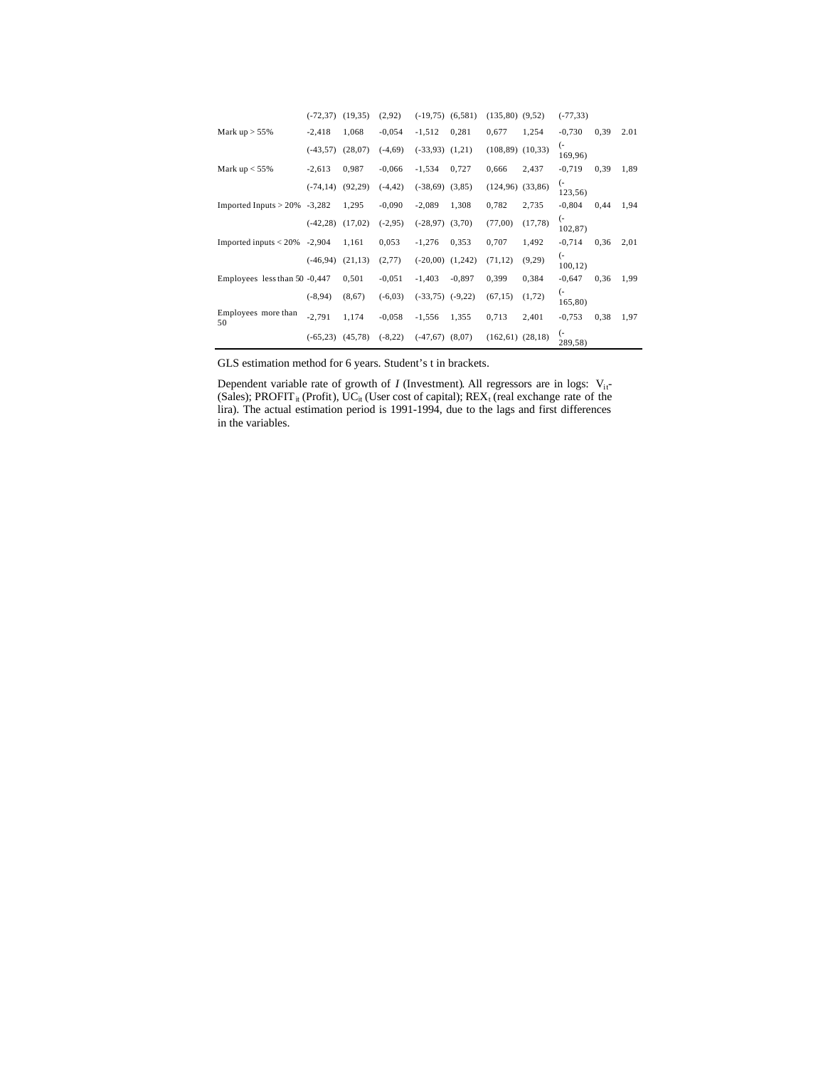| | | | | | | | | | | |
|---|---|---|---|---|---|---|---|---|---|---|
| | (-72,37) | (19,35) | (2,92) | (-19,75) | (6,581) | (135,80) | (9,52) | (-77,33) | | |
| Mark up > 55% | -2,418 | 1,068 | -0,054 | -1,512 | 0,281 | 0,677 | 1,254 | -0,730 | 0,39 | 2.01 |
| | (-43,57) | (28,07) | (-4,69) | (-33,93) | (1,21) | (108,89) | (10,33) | (-169,96) | | |
| Mark up < 55% | -2,613 | 0,987 | -0,066 | -1,534 | 0,727 | 0,666 | 2,437 | -0,719 | 0,39 | 1,89 |
| | (-74,14) | (92,29) | (-4,42) | (-38,69) | (3,85) | (124,96) | (33,86) | (-123,56) | | |
| Imported Inputs > 20% | -3,282 | 1,295 | -0,090 | -2,089 | 1,308 | 0,782 | 2,735 | -0,804 | 0,44 | 1,94 |
| | (-42,28) | (17,02) | (-2,95) | (-28,97) | (3,70) | (77,00) | (17,78) | (-102,87) | | |
| Imported inputs < 20% | -2,904 | 1,161 | 0,053 | -1,276 | 0,353 | 0,707 | 1,492 | -0,714 | 0,36 | 2,01 |
| | (-46,94) | (21,13) | (2,77) | (-20,00) | (1,242) | (71,12) | (9,29) | (-100,12) | | |
| Employees less than 50 | -0,447 | 0,501 | -0,051 | -1,403 | -0,897 | 0,399 | 0,384 | -0,647 | 0,36 | 1,99 |
| | (-8,94) | (8,67) | (-6,03) | (-33,75) | (-9,22) | (67,15) | (1,72) | (-165,80) | | |
| Employees more than 50 | -2,791 | 1,174 | -0,058 | -1,556 | 1,355 | 0,713 | 2,401 | -0,753 | 0,38 | 1,97 |
| | (-65,23) | (45,78) | (-8,22) | (-47,67) | (8,07) | (162,61) | (28,18) | (-289,58) | | |

GLS estimation method for 6 years. Student's t in brackets.

Dependent variable rate of growth of *I* (Investment). All regressors are in logs: $V_{it}$- (Sales); $PROFIT_{it}$ (Profit), $UC_{it}$ (User cost of capital); $REX_{t}$ (real exchange rate of the lira). The actual estimation period is 1991-1994, due to the lags and first differences in the variables.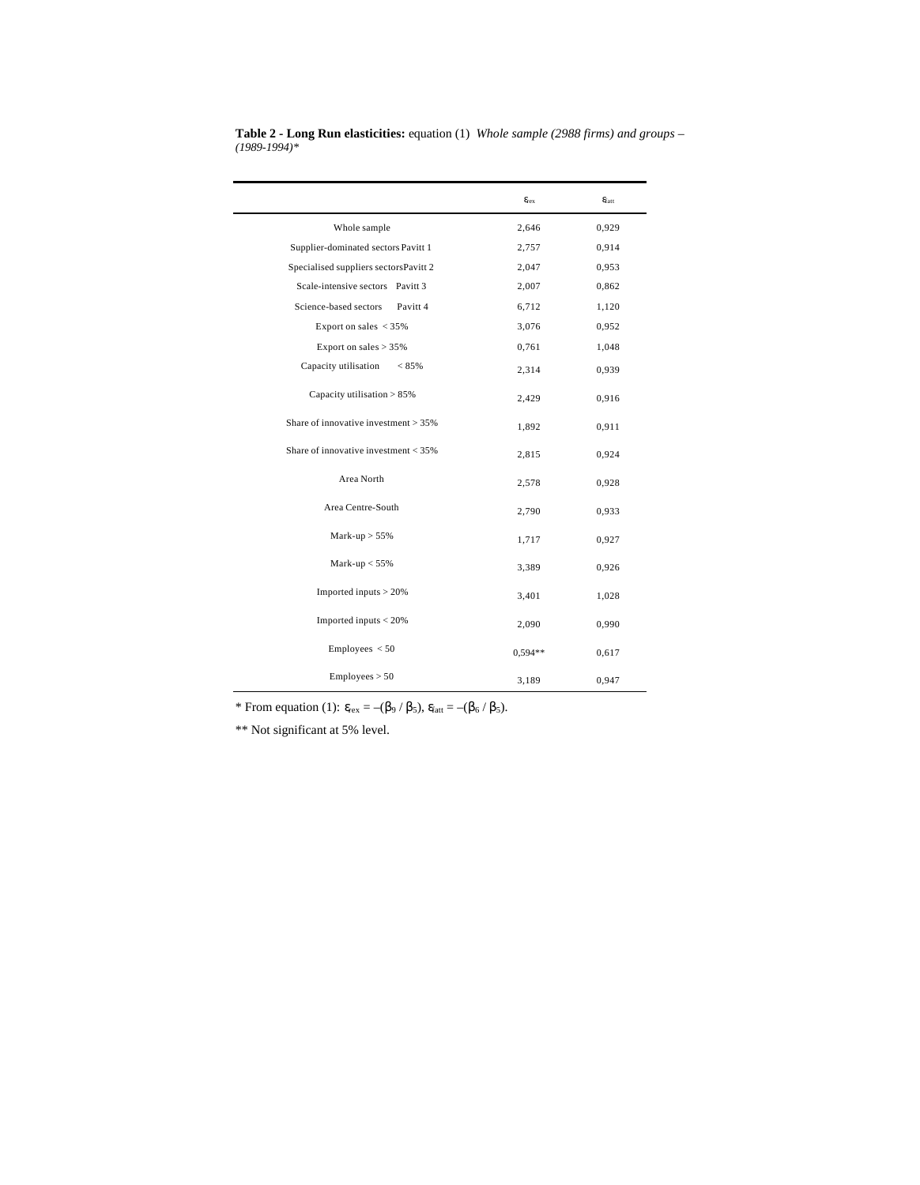**Table 2 - Long Run elasticities:** equation (1) *Whole sample (2988 firms) and groups – (1989-1994)**

| | $\varepsilon_{ex}$ | $\varepsilon_{att}$ |
|---|---|---|
| Whole sample | 2,646 | 0,929 |
| Supplier-dominated sectors Pavitt 1 | 2,757 | 0,914 |
| Specialised suppliers sectors Pavitt 2 | 2,047 | 0,953 |
| Scale-intensive sectors Pavitt 3 | 2,007 | 0,862 |
| Science-based sectors Pavitt 4 | 6,712 | 1,120 |
| Export on sales < 35% | 3,076 | 0,952 |
| Export on sales > 35% | 0,761 | 1,048 |
| Capacity utilisation < 85% | 2,314 | 0,939 |
| Capacity utilisation > 85% | 2,429 | 0,916 |
| Share of innovative investment > 35% | 1,892 | 0,911 |
| Share of innovative investment < 35% | 2,815 | 0,924 |
| Area North | 2,578 | 0,928 |
| Area Centre-South | 2,790 | 0,933 |
| Mark-up > 55% | 1,717 | 0,927 |
| Mark-up < 55% | 3,389 | 0,926 |
| Imported inputs > 20% | 3,401 | 1,028 |
| Imported inputs < 20% | 2,090 | 0,990 |
| Employees < 50 | 0,594** | 0,617 |
| Employees > 50 | 3,189 | 0,947 |

* From equation (1): $\varepsilon_{ex} = -(\beta_9 / \beta_5)$, $\varepsilon_{att} = -(\beta_6 / \beta_5)$.

** Not significant at 5% level.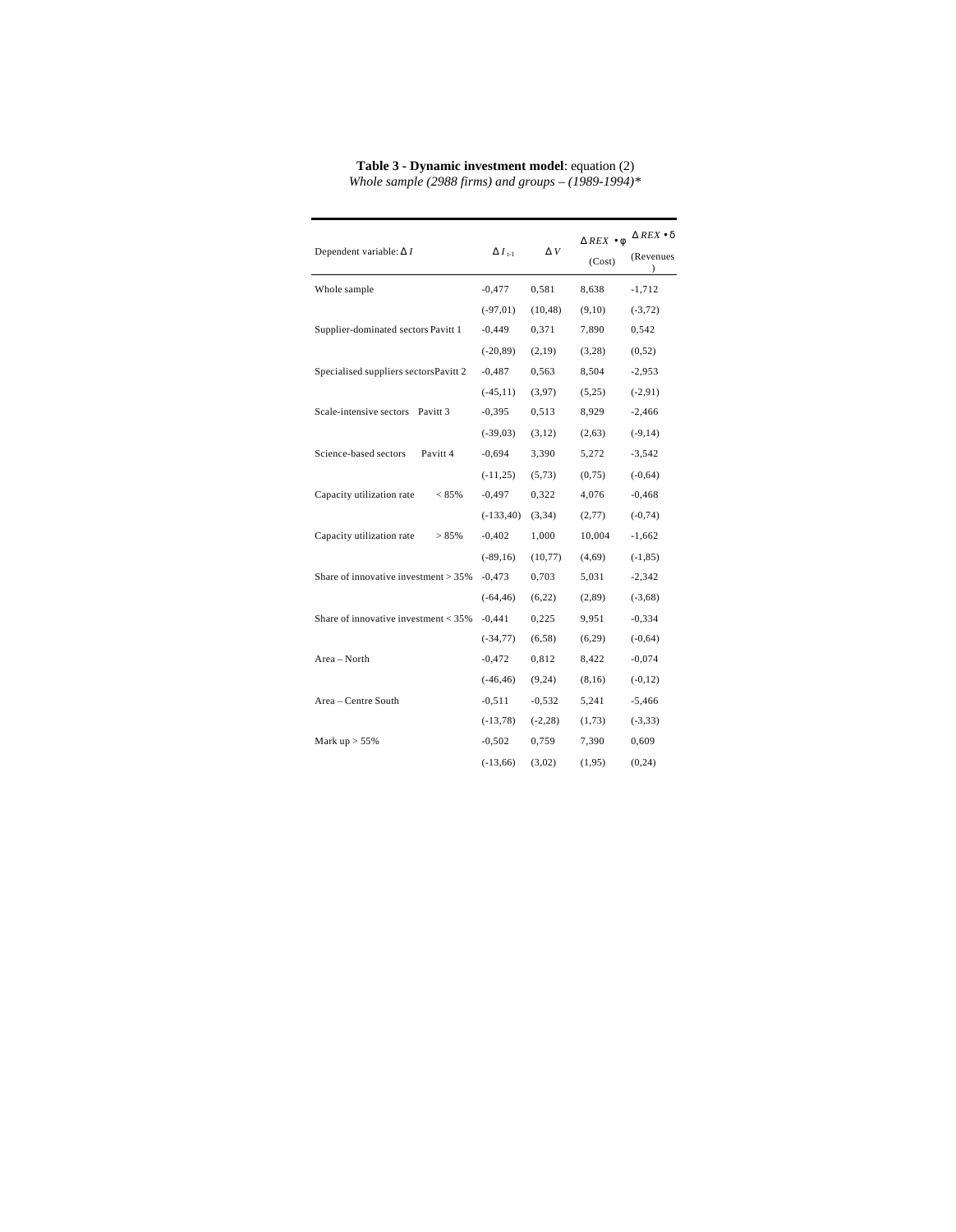**Table 3 - Dynamic investment model**: equation (2)
*Whole sample (2988 firms) and groups – (1989-1994)\**

| Dependent variable: $\Delta I$ | $\Delta I_{t-1}$ | $\Delta V$ | $\Delta REX \bullet \varphi$ (Cost) | $\Delta REX \bullet \delta$ (Revenues) |
|---|---|---|---|---|
| Whole sample | -0,477 | 0,581 | 8,638 | -1,712 |
| | (-97,01) | (10,48) | (9,10) | (-3,72) |
| Supplier-dominated sectors Pavitt 1 | -0,449 | 0,371 | 7,890 | 0,542 |
| | (-20,89) | (2,19) | (3,28) | (0,52) |
| Specialised suppliers sectors Pavitt 2 | -0,487 | 0,563 | 8,504 | -2,953 |
| | (-45,11) | (3,97) | (5,25) | (-2,91) |
| Scale-intensive sectors Pavitt 3 | -0,395 | 0,513 | 8,929 | -2,466 |
| | (-39,03) | (3,12) | (2,63) | (-9,14) |
| Science-based sectors Pavitt 4 | -0,694 | 3,390 | 5,272 | -3,542 |
| | (-11,25) | (5,73) | (0,75) | (-0,64) |
| Capacity utilization rate < 85% | -0,497 | 0,322 | 4,076 | -0,468 |
| | (-133,40) | (3,34) | (2,77) | (-0,74) |
| Capacity utilization rate > 85% | -0,402 | 1,000 | 10,004 | -1,662 |
| | (-89,16) | (10,77) | (4,69) | (-1,85) |
| Share of innovative investment > 35% | -0,473 | 0,703 | 5,031 | -2,342 |
| | (-64,46) | (6,22) | (2,89) | (-3,68) |
| Share of innovative investment < 35% | -0,441 | 0,225 | 9,951 | -0,334 |
| | (-34,77) | (6,58) | (6,29) | (-0,64) |
| Area – North | -0,472 | 0,812 | 8,422 | -0,074 |
| | (-46,46) | (9,24) | (8,16) | (-0,12) |
| Area – Centre South | -0,511 | -0,532 | 5,241 | -5,466 |
| | (-13,78) | (-2,28) | (1,73) | (-3,33) |
| Mark up > 55% | -0,502 | 0,759 | 7,390 | 0,609 |
| | (-13,66) | (3,02) | (1,95) | (0,24) |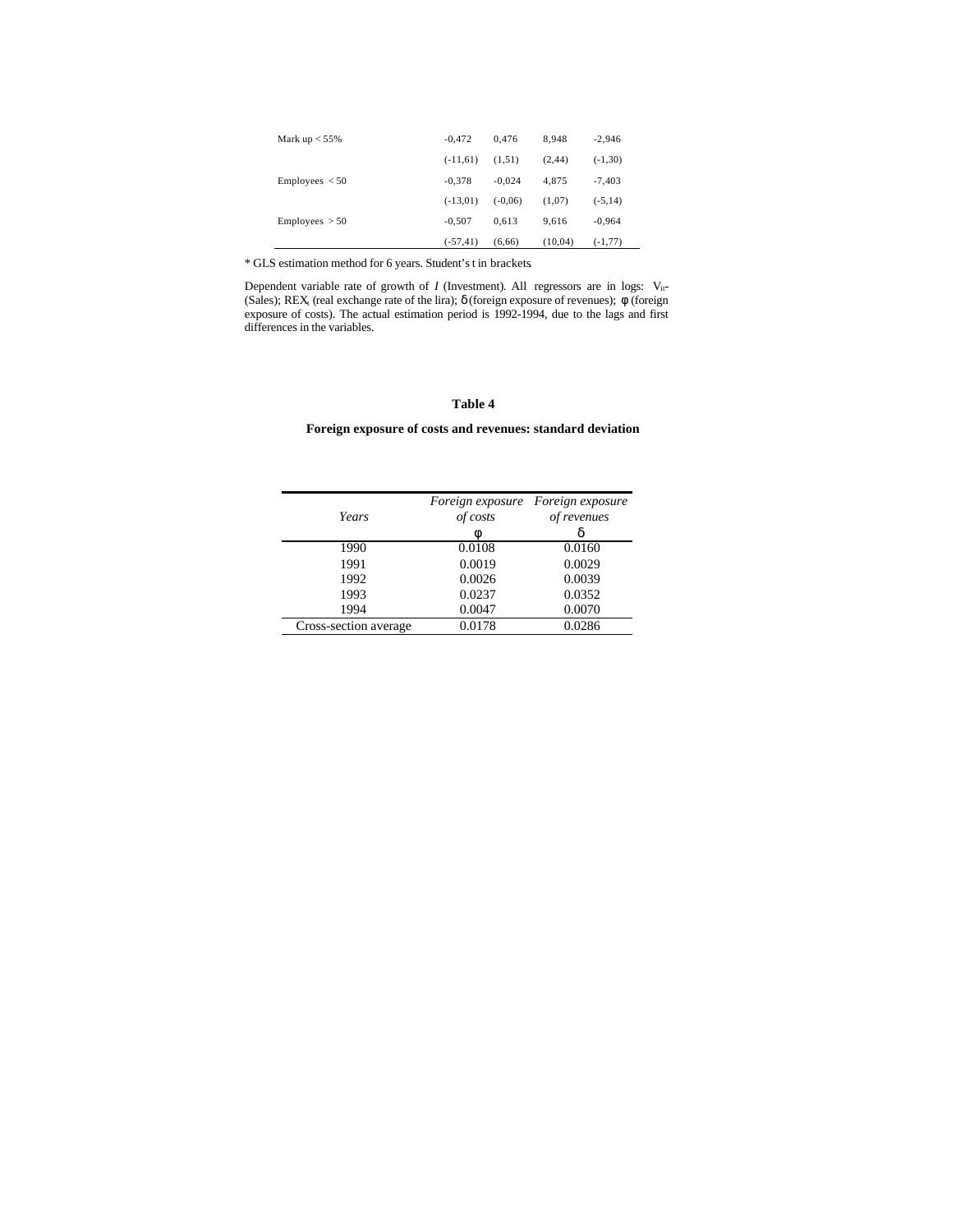| | | | | |
|---|---|---|---|---|
| Mark up < 55% | -0,472 | 0,476 | 8,948 | -2,946 |
| | (-11,61) | (1,51) | (2,44) | (-1,30) |
| Employees < 50 | -0,378 | -0,024 | 4,875 | -7,403 |
| | (-13,01) | (-0,06) | (1,07) | (-5,14) |
| Employees > 50 | -0,507 | 0,613 | 9,616 | -0,964 |
| | (-57,41) | (6,66) | (10,04) | (-1,77) |

* GLS estimation method for 6 years. Student's t in brackets.

Dependent variable rate of growth of *I* (Investment). All regressors are in logs: $V_{it}$- (Sales); $REX_t$ (real exchange rate of the lira); δ (foreign exposure of revenues); φ (foreign exposure of costs). The actual estimation period is 1992-1994, due to the lags and first differences in the variables.

**Table 4**

**Foreign exposure of costs and revenues: standard deviation**

| *Years* | *Foreign exposure of costs* φ | *Foreign exposure of revenues* δ |
|---|---|---|
| 1990 | 0.0108 | 0.0160 |
| 1991 | 0.0019 | 0.0029 |
| 1992 | 0.0026 | 0.0039 |
| 1993 | 0.0237 | 0.0352 |
| 1994 | 0.0047 | 0.0070 |
| Cross-section average | 0.0178 | 0.0286 |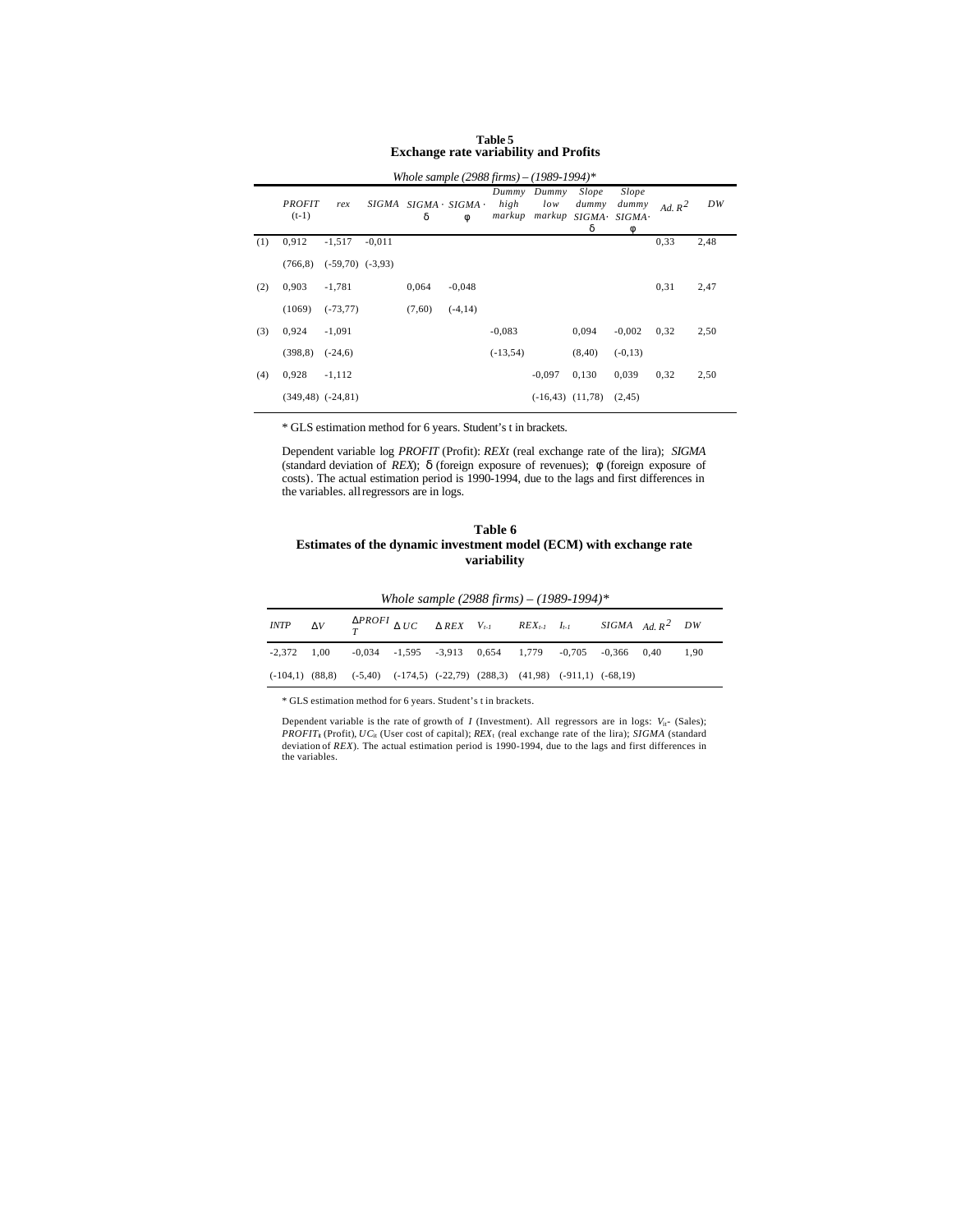**Table 5**
**Exchange rate variability and Profits**

*Whole sample (2988 firms) – (1989-1994)**

| | *PROFIT* (t-1) | *rex* | *SIGMA* | *SIGMA* · δ | *SIGMA* · φ | *Dummy high markup* | *Dummy low markup* | *Slope dummy SIGMA·* δ | *Slope dummy SIGMA·* φ | *Ad.* $R^2$ | *DW* |
|---|---|---|---|---|---|---|---|---|---|---|---|
| (1) | 0,912 | -1,517 | -0,011 | | | | | | | 0,33 | 2,48 |
| | (766,8) | (-59,70) | (-3,93) | | | | | | | | |
| (2) | 0,903 | -1,781 | | 0,064 | -0,048 | | | | | 0,31 | 2,47 |
| | (1069) | (-73,77) | | (7,60) | (-4,14) | | | | | | |
| (3) | 0,924 | -1,091 | | | | -0,083 | | 0,094 | -0,002 | 0,32 | 2,50 |
| | (398,8) | (-24,6) | | | | (-13,54) | | (8,40) | (-0,13) | | |
| (4) | 0,928 | -1,112 | | | | | -0,097 | 0,130 | 0,039 | 0,32 | 2,50 |
| | (349,48) | (-24,81) | | | | | (-16,43) | (11,78) | (2,45) | | |

\* GLS estimation method for 6 years. Student's t in brackets.

Dependent variable log *PROFIT* (Profit): *REXt* (real exchange rate of the lira); *SIGMA* (standard deviation of *REX*); δ (foreign exposure of revenues); φ (foreign exposure of costs). The actual estimation period is 1990-1994, due to the lags and first differences in the variables. all regressors are in logs.

**Table 6**
**Estimates of the dynamic investment model (ECM) with exchange rate variability**

*Whole sample (2988 firms) – (1989-1994)**

| *INTP* | Δ*V* | Δ*PROFIT* | Δ *UC* | Δ *REX* | $V_{t-1}$ | $REX_{t-1}$ | $I_{t-1}$ | *SIGMA* | *Ad.* $R^2$ | *DW* |
|---|---|---|---|---|---|---|---|---|---|---|
| -2,372 | 1,00 | -0,034 | -1,595 | -3,913 | 0,654 | 1,779 | -0,705 | -0,366 | 0,40 | 1,90 |
| (-104,1) | (88,8) | (-5,40) | (-174,5) | (-22,79) | (288,3) | (41,98) | (-911,1) | (-68,19) | | |

\* GLS estimation method for 6 years. Student's t in brackets.

Dependent variable is the rate of growth of *I* (Investment). All regressors are in logs: $V_{it}$- (Sales); $PROFIT_{it}$ (Profit), $UC_{it}$ (User cost of capital); $REX_t$ (real exchange rate of the lira); *SIGMA* (standard deviation of *REX*). The actual estimation period is 1990-1994, due to the lags and first differences in the variables.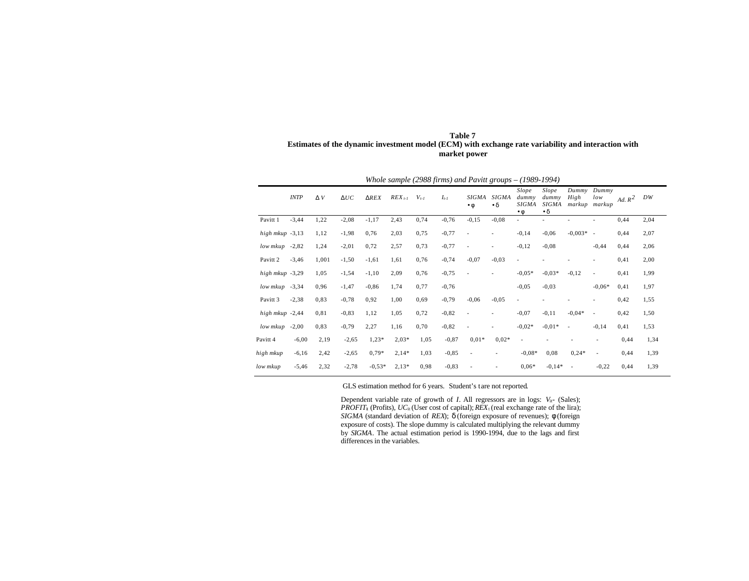**Table 7**
**Estimates of the dynamic investment model (ECM) with exchange rate variability and interaction with market power**

*Whole sample (2988 firms) and Pavitt groups – (1989-1994)*

| | *INTP* | $\Delta V$ | $\Delta UC$ | $\Delta REX$ | $REX_{t-1}$ | $V_{t-1}$ | $I_{t-1}$ | *SIGMA* $\bullet\phi$ | *SIGMA* $\bullet\delta$ | *Slope dummy SIGMA* $\bullet\phi$ | *Slope dummy SIGMA* $\bullet\delta$ | *Dummy High markup* | *Dummy low markup* | *Ad.* $R^2$ | *DW* |
|---|---|---|---|---|---|---|---|---|---|---|---|---|---|---|---|
| Pavitt 1 | -3,44 | 1,22 | -2,08 | -1,17 | 2,43 | 0,74 | -0,76 | -0,15 | -0,08 | - | - | - | - | 0,44 | 2,04 |
| *high mkup* | -3,13 | 1,12 | -1,98 | 0,76 | 2,03 | 0,75 | -0,77 | - | - | -0,14 | -0,06 | -0,003* | - | 0,44 | 2,07 |
| *low mkup* | -2,82 | 1,24 | -2,01 | 0,72 | 2,57 | 0,73 | -0,77 | - | - | -0,12 | -0,08 | | -0,44 | 0,44 | 2,06 |
| Pavitt 2 | -3,46 | 1,001 | -1,50 | -1,61 | 1,61 | 0,76 | -0,74 | -0,07 | -0,03 | - | - | - | - | 0,41 | 2,00 |
| *high mkup* | -3,29 | 1,05 | -1,54 | -1,10 | 2,09 | 0,76 | -0,75 | - | - | -0,05* | -0,03* | -0,12 | - | 0,41 | 1,99 |
| *low mkup* | -3,34 | 0,96 | -1,47 | -0,86 | 1,74 | 0,77 | -0,76 | | | -0,05 | -0,03 | | -0,06* | 0,41 | 1,97 |
| Pavitt 3 | -2,38 | 0,83 | -0,78 | 0,92 | 1,00 | 0,69 | -0,79 | -0,06 | -0,05 | - | - | - | - | 0,42 | 1,55 |
| *high mkup* | -2,44 | 0,81 | -0,83 | 1,12 | 1,05 | 0,72 | -0,82 | - | - | -0,07 | -0,11 | -0,04* | - | 0,42 | 1,50 |
| *low mkup* | -2,00 | 0,83 | -0,79 | 2,27 | 1,16 | 0,70 | -0,82 | - | - | -0,02* | -0,01* | - | -0,14 | 0,41 | 1,53 |
| Pavitt 4 | -6,00 | 2,19 | -2,65 | 1,23* | 2,03* | 1,05 | -0,87 | 0,01* | 0,02* | - | - | - | - | 0,44 | 1,34 |
| *high mkup* | -6,16 | 2,42 | -2,65 | 0,79* | 2,14* | 1,03 | -0,85 | - | - | -0,08* | 0,08 | 0,24* | - | 0,44 | 1,39 |
| *low mkup* | -5,46 | 2,32 | -2,78 | -0,53* | 2,13* | 0,98 | -0,83 | - | - | 0,06* | -0,14* | - | -0,22 | 0,44 | 1,39 |

GLS estimation method for 6 years. Student's t are not reported.

Dependent variable rate of growth of *I*. All regressors are in logs: $V_{it}$- (Sales); $PROFIT_{it}$ (Profits), $UC_{it}$ (User cost of capital); $REX_t$ (real exchange rate of the lira); *SIGMA* (standard deviation of *REX*); $\delta$ (foreign exposure of revenues); $\phi$ (foreign exposure of costs). The slope dummy is calculated multiplying the relevant dummy by *SIGMA*. The actual estimation period is 1990-1994, due to the lags and first differences in the variables.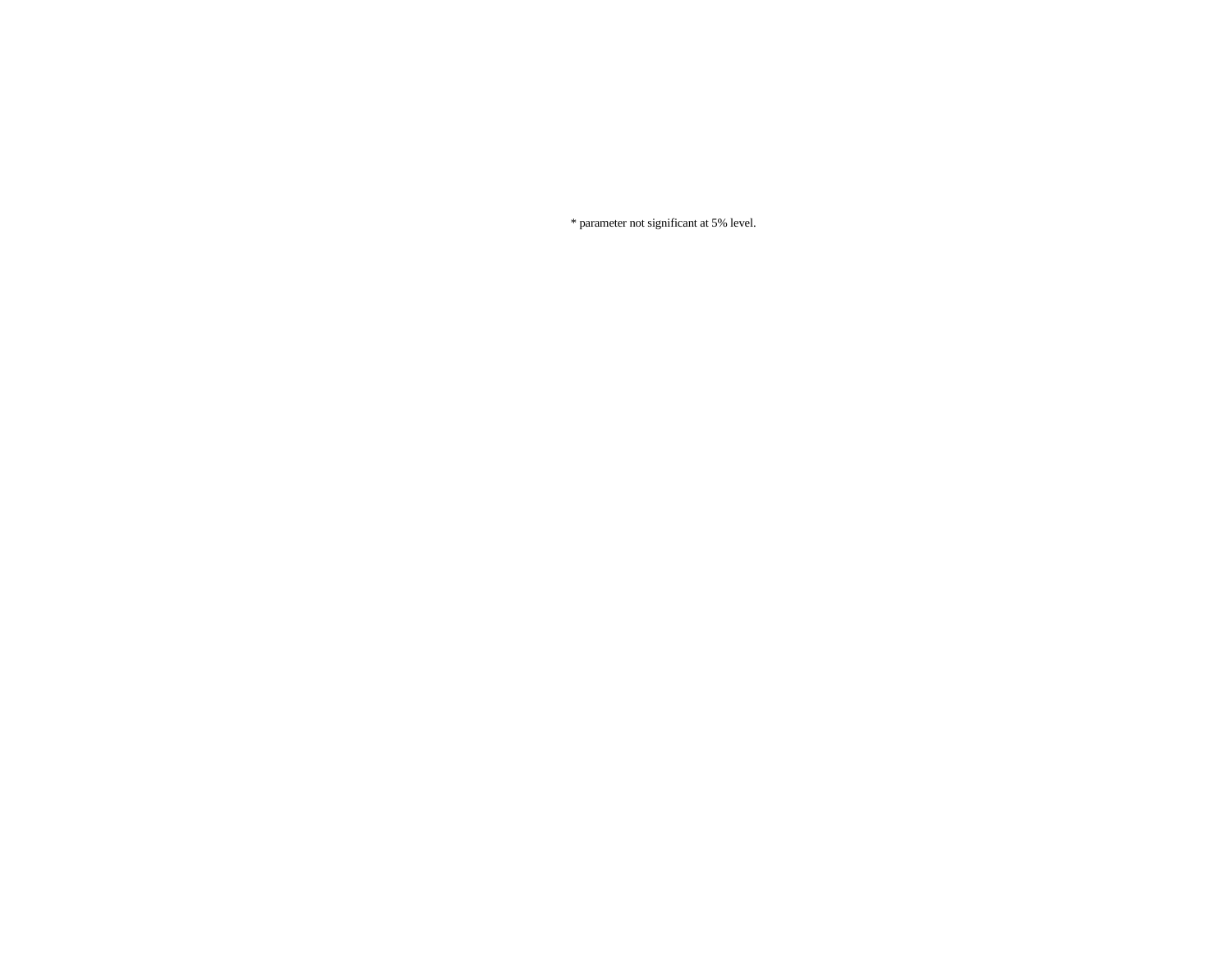* parameter not significant at 5% level.